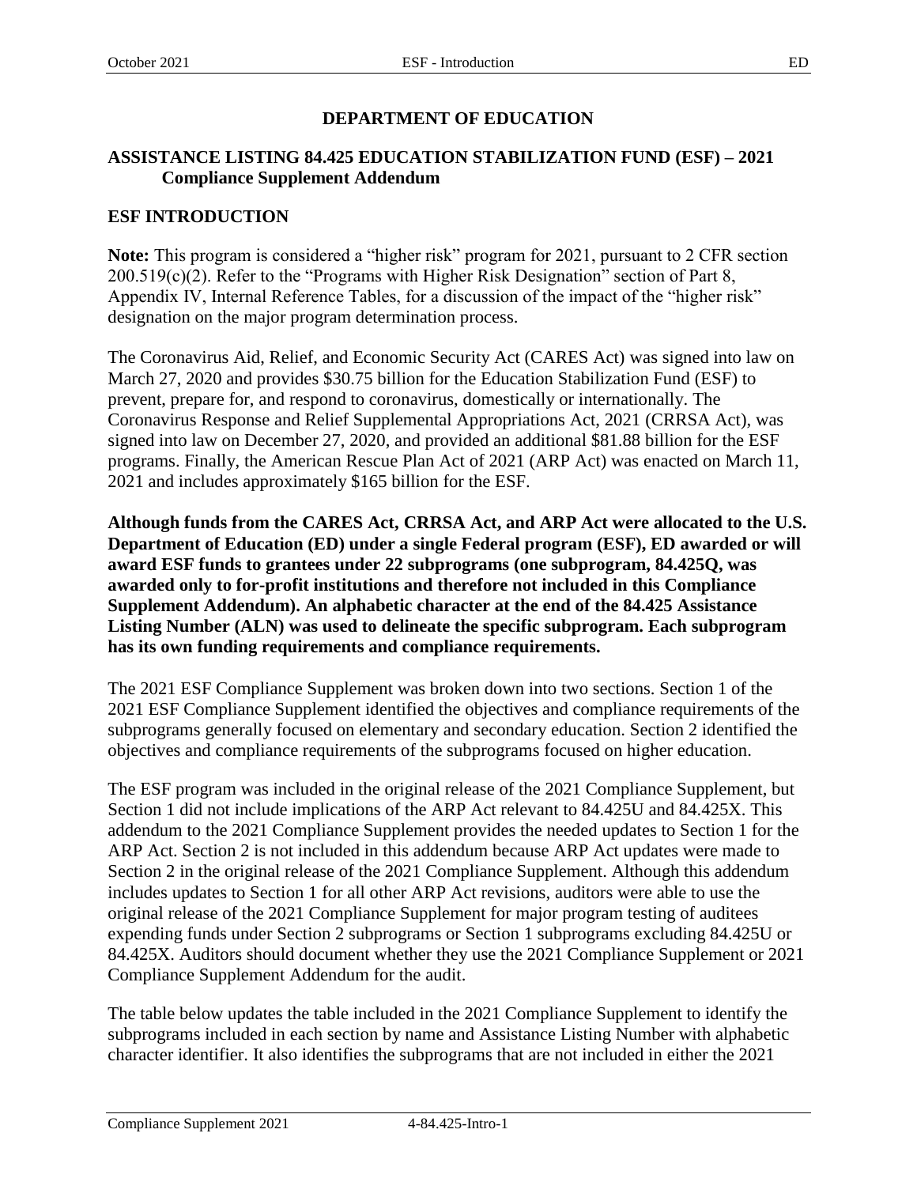# DEPARTMENT OF EDUCATION

## ASSISTANCE LISTING 84.425 EDUCATION STABILIZATION FUND (ESF) – 2021 Compliance Supplement Addendum

## ESF INTRODUCTION

**Note:** This program is considered a "higher risk" program for 2021, pursuant to 2 CFR section 200.519(c)(2). Refer to the "Programs with Higher Risk Designation" section of Part 8, Appendix IV, Internal Reference Tables, for a discussion of the impact of the "higher risk" designation on the major program determination process.

The Coronavirus Aid, Relief, and Economic Security Act (CARES Act) was signed into law on March 27, 2020 and provides $30.75 billion for the Education Stabilization Fund (ESF) to prevent, prepare for, and respond to coronavirus, domestically or internationally. The Coronavirus Response and Relief Supplemental Appropriations Act, 2021 (CRRSA Act), was signed into law on December 27, 2020, and provided an additional $81.88 billion for the ESF programs. Finally, the American Rescue Plan Act of 2021 (ARP Act) was enacted on March 11, 2021 and includes approximately $165 billion for the ESF.

**Although funds from the CARES Act, CRRSA Act, and ARP Act were allocated to the U.S. Department of Education (ED) under a single Federal program (ESF), ED awarded or will award ESF funds to grantees under 22 subprograms (one subprogram, 84.425Q, was awarded only to for-profit institutions and therefore not included in this Compliance Supplement Addendum). An alphabetic character at the end of the 84.425 Assistance Listing Number (ALN) was used to delineate the specific subprogram. Each subprogram has its own funding requirements and compliance requirements.**

The 2021 ESF Compliance Supplement was broken down into two sections. Section 1 of the 2021 ESF Compliance Supplement identified the objectives and compliance requirements of the subprograms generally focused on elementary and secondary education. Section 2 identified the objectives and compliance requirements of the subprograms focused on higher education.

The ESF program was included in the original release of the 2021 Compliance Supplement, but Section 1 did not include implications of the ARP Act relevant to 84.425U and 84.425X. This addendum to the 2021 Compliance Supplement provides the needed updates to Section 1 for the ARP Act. Section 2 is not included in this addendum because ARP Act updates were made to Section 2 in the original release of the 2021 Compliance Supplement. Although this addendum includes updates to Section 1 for all other ARP Act revisions, auditors were able to use the original release of the 2021 Compliance Supplement for major program testing of auditees expending funds under Section 2 subprograms or Section 1 subprograms excluding 84.425U or 84.425X. Auditors should document whether they use the 2021 Compliance Supplement or 2021 Compliance Supplement Addendum for the audit.

The table below updates the table included in the 2021 Compliance Supplement to identify the subprograms included in each section by name and Assistance Listing Number with alphabetic character identifier. It also identifies the subprograms that are not included in either the 2021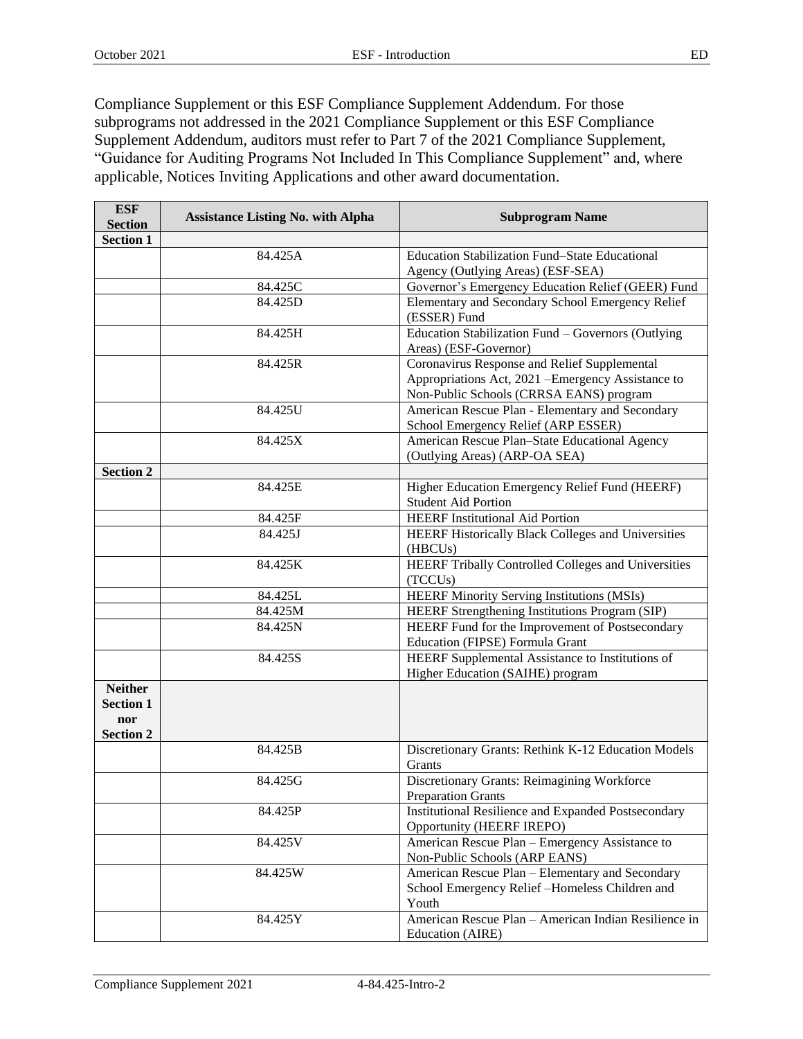Compliance Supplement or this ESF Compliance Supplement Addendum. For those subprograms not addressed in the 2021 Compliance Supplement or this ESF Compliance Supplement Addendum, auditors must refer to Part 7 of the 2021 Compliance Supplement, "Guidance for Auditing Programs Not Included In This Compliance Supplement" and, where applicable, Notices Inviting Applications and other award documentation.

| ESF Section | Assistance Listing No. with Alpha | Subprogram Name |
|---|---|---|
| **Section 1** | | |
| | 84.425A | Education Stabilization Fund–State Educational Agency (Outlying Areas) (ESF-SEA) |
| | 84.425C | Governor's Emergency Education Relief (GEER) Fund |
| | 84.425D | Elementary and Secondary School Emergency Relief (ESSER) Fund |
| | 84.425H | Education Stabilization Fund – Governors (Outlying Areas) (ESF-Governor) |
| | 84.425R | Coronavirus Response and Relief Supplemental Appropriations Act, 2021 –Emergency Assistance to Non-Public Schools (CRRSA EANS) program |
| | 84.425U | American Rescue Plan - Elementary and Secondary School Emergency Relief (ARP ESSER) |
| | 84.425X | American Rescue Plan–State Educational Agency (Outlying Areas) (ARP-OA SEA) |
| **Section 2** | | |
| | 84.425E | Higher Education Emergency Relief Fund (HEERF) Student Aid Portion |
| | 84.425F | HEERF Institutional Aid Portion |
| | 84.425J | HEERF Historically Black Colleges and Universities (HBCUs) |
| | 84.425K | HEERF Tribally Controlled Colleges and Universities (TCCUs) |
| | 84.425L | HEERF Minority Serving Institutions (MSIs) |
| | 84.425M | HEERF Strengthening Institutions Program (SIP) |
| | 84.425N | HEERF Fund for the Improvement of Postsecondary Education (FIPSE) Formula Grant |
| | 84.425S | HEERF Supplemental Assistance to Institutions of Higher Education (SAIHE) program |
| **Neither Section 1 nor Section 2** | | |
| | 84.425B | Discretionary Grants: Rethink K-12 Education Models Grants |
| | 84.425G | Discretionary Grants: Reimagining Workforce Preparation Grants |
| | 84.425P | Institutional Resilience and Expanded Postsecondary Opportunity (HEERF IREPO) |
| | 84.425V | American Rescue Plan – Emergency Assistance to Non-Public Schools (ARP EANS) |
| | 84.425W | American Rescue Plan – Elementary and Secondary School Emergency Relief –Homeless Children and Youth |
| | 84.425Y | American Rescue Plan – American Indian Resilience in Education (AIRE) |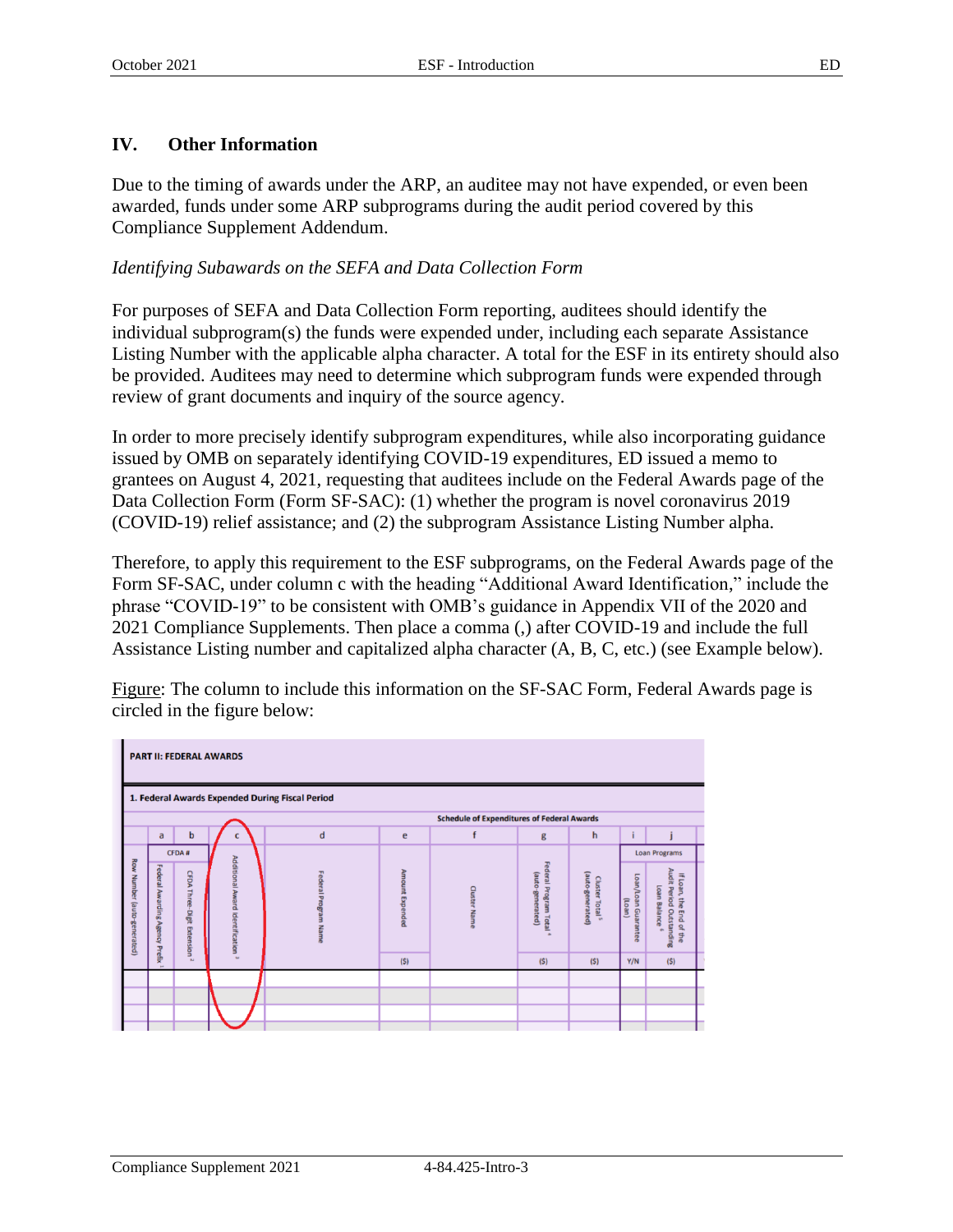## IV. Other Information

Due to the timing of awards under the ARP, an auditee may not have expended, or even been awarded, funds under some ARP subprograms during the audit period covered by this Compliance Supplement Addendum.

*Identifying Subawards on the SEFA and Data Collection Form*

For purposes of SEFA and Data Collection Form reporting, auditees should identify the individual subprogram(s) the funds were expended under, including each separate Assistance Listing Number with the applicable alpha character. A total for the ESF in its entirety should also be provided. Auditees may need to determine which subprogram funds were expended through review of grant documents and inquiry of the source agency.

In order to more precisely identify subprogram expenditures, while also incorporating guidance issued by OMB on separately identifying COVID-19 expenditures, ED issued a memo to grantees on August 4, 2021, requesting that auditees include on the Federal Awards page of the Data Collection Form (Form SF-SAC): (1) whether the program is novel coronavirus 2019 (COVID-19) relief assistance; and (2) the subprogram Assistance Listing Number alpha.

Therefore, to apply this requirement to the ESF subprograms, on the Federal Awards page of the Form SF-SAC, under column c with the heading "Additional Award Identification," include the phrase "COVID-19" to be consistent with OMB's guidance in Appendix VII of the 2020 and 2021 Compliance Supplements. Then place a comma (,) after COVID-19 and include the full Assistance Listing number and capitalized alpha character (A, B, C, etc.) (see Example below).

Figure: The column to include this information on the SF-SAC Form, Federal Awards page is circled in the figure below:

**PART II: FEDERAL AWARDS**

**1. Federal Awards Expended During Fiscal Period**

| | Schedule of Expenditures of Federal Awards | | | | | | | | | |
|---|---|---|---|---|---|---|---|---|---|---|
| | a | b | c | d | e | f | g | h | i | j |
| | CFDA # | | | | | | | | Loan Programs | |
| Row Number (auto-generated) | Federal Awarding Agency Prefix [1] | CFDA Three-Digit Extension [2] | Additional Award Identification [3] | Federal Program Name | Amount Expended | Cluster Name | Federal Program Total [4] (auto-generated) | Cluster Total [5] (auto-generated) | Loan/Loan Guarantee (Loan) | If Loan, the End of the Audit Period Outstanding Loan Balance [6] |
| | | | | | ($) | | ($) | ($) | Y/N | ($) |
| | | | | | | | | | | |
| | | | | | | | | | | |
| | | | | | | | | | | |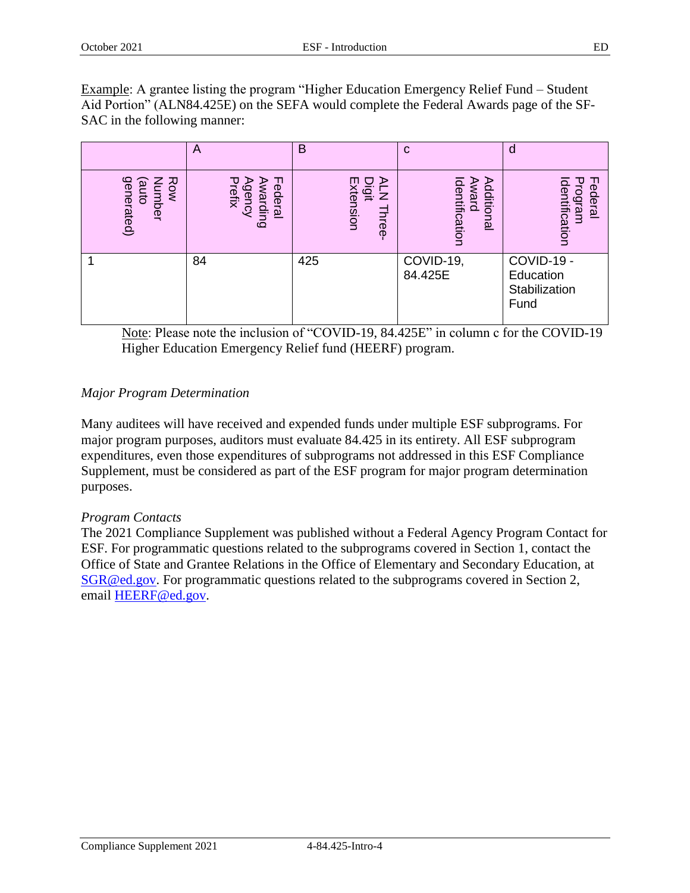Example: A grantee listing the program “Higher Education Emergency Relief Fund – Student Aid Portion” (ALN84.425E) on the SEFA would complete the Federal Awards page of the SF-SAC in the following manner:

| | A | B | c | d |
|---|---|---|---|---|
| Row Number (auto generated) | Federal Awarding Agency Prefix | ALN Three-Digit Extension | Additional Award Identification | Federal Program Identification |
| 1 | 84 | 425 | COVID-19, 84.425E | COVID-19 - Education Stabilization Fund |

Note: Please note the inclusion of “COVID-19, 84.425E” in column c for the COVID-19 Higher Education Emergency Relief fund (HEERF) program.

*Major Program Determination*

Many auditees will have received and expended funds under multiple ESF subprograms. For major program purposes, auditors must evaluate 84.425 in its entirety. All ESF subprogram expenditures, even those expenditures of subprograms not addressed in this ESF Compliance Supplement, must be considered as part of the ESF program for major program determination purposes.

*Program Contacts*

The 2021 Compliance Supplement was published without a Federal Agency Program Contact for ESF. For programmatic questions related to the subprograms covered in Section 1, contact the Office of State and Grantee Relations in the Office of Elementary and Secondary Education, at SGR@ed.gov. For programmatic questions related to the subprograms covered in Section 2, email HEERF@ed.gov.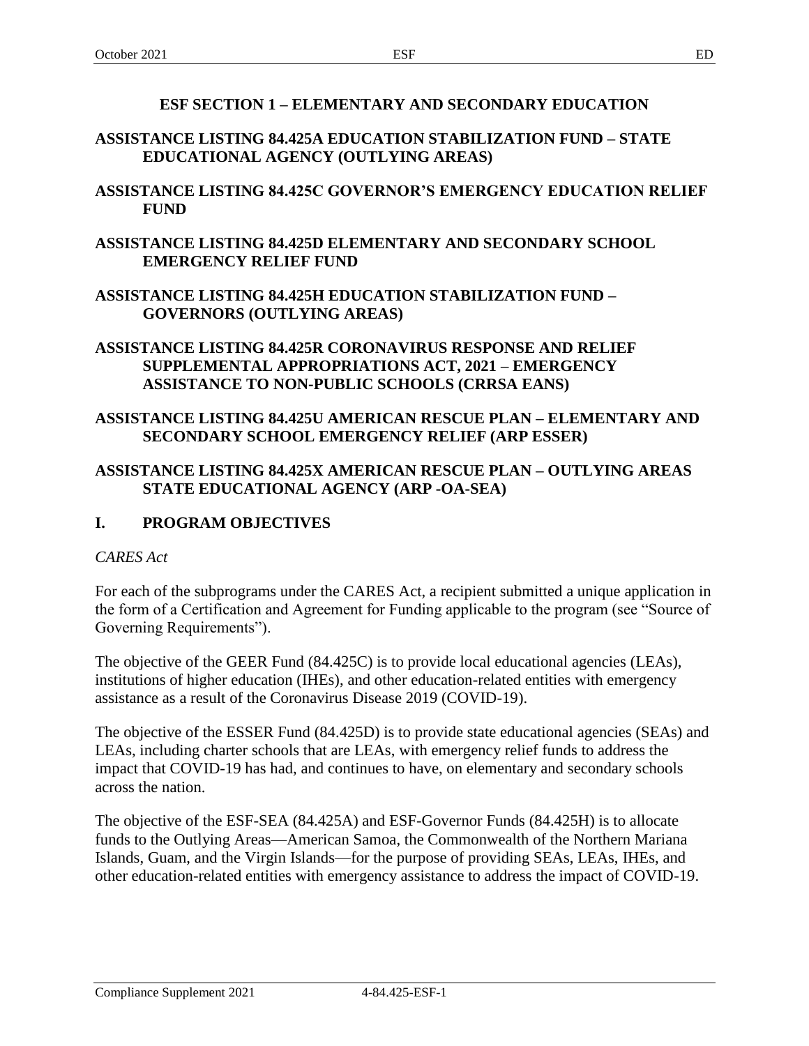# ESF SECTION 1 – ELEMENTARY AND SECONDARY EDUCATION

## ASSISTANCE LISTING 84.425A EDUCATION STABILIZATION FUND – STATE EDUCATIONAL AGENCY (OUTLYING AREAS)

## ASSISTANCE LISTING 84.425C GOVERNOR'S EMERGENCY EDUCATION RELIEF FUND

## ASSISTANCE LISTING 84.425D ELEMENTARY AND SECONDARY SCHOOL EMERGENCY RELIEF FUND

## ASSISTANCE LISTING 84.425H EDUCATION STABILIZATION FUND – GOVERNORS (OUTLYING AREAS)

## ASSISTANCE LISTING 84.425R CORONAVIRUS RESPONSE AND RELIEF SUPPLEMENTAL APPROPRIATIONS ACT, 2021 – EMERGENCY ASSISTANCE TO NON-PUBLIC SCHOOLS (CRRSA EANS)

## ASSISTANCE LISTING 84.425U AMERICAN RESCUE PLAN – ELEMENTARY AND SECONDARY SCHOOL EMERGENCY RELIEF (ARP ESSER)

## ASSISTANCE LISTING 84.425X AMERICAN RESCUE PLAN – OUTLYING AREAS STATE EDUCATIONAL AGENCY (ARP -OA-SEA)

## I. PROGRAM OBJECTIVES

*CARES Act*

For each of the subprograms under the CARES Act, a recipient submitted a unique application in the form of a Certification and Agreement for Funding applicable to the program (see "Source of Governing Requirements").

The objective of the GEER Fund (84.425C) is to provide local educational agencies (LEAs), institutions of higher education (IHEs), and other education-related entities with emergency assistance as a result of the Coronavirus Disease 2019 (COVID-19).

The objective of the ESSER Fund (84.425D) is to provide state educational agencies (SEAs) and LEAs, including charter schools that are LEAs, with emergency relief funds to address the impact that COVID-19 has had, and continues to have, on elementary and secondary schools across the nation.

The objective of the ESF-SEA (84.425A) and ESF-Governor Funds (84.425H) is to allocate funds to the Outlying Areas—American Samoa, the Commonwealth of the Northern Mariana Islands, Guam, and the Virgin Islands—for the purpose of providing SEAs, LEAs, IHEs, and other education-related entities with emergency assistance to address the impact of COVID-19.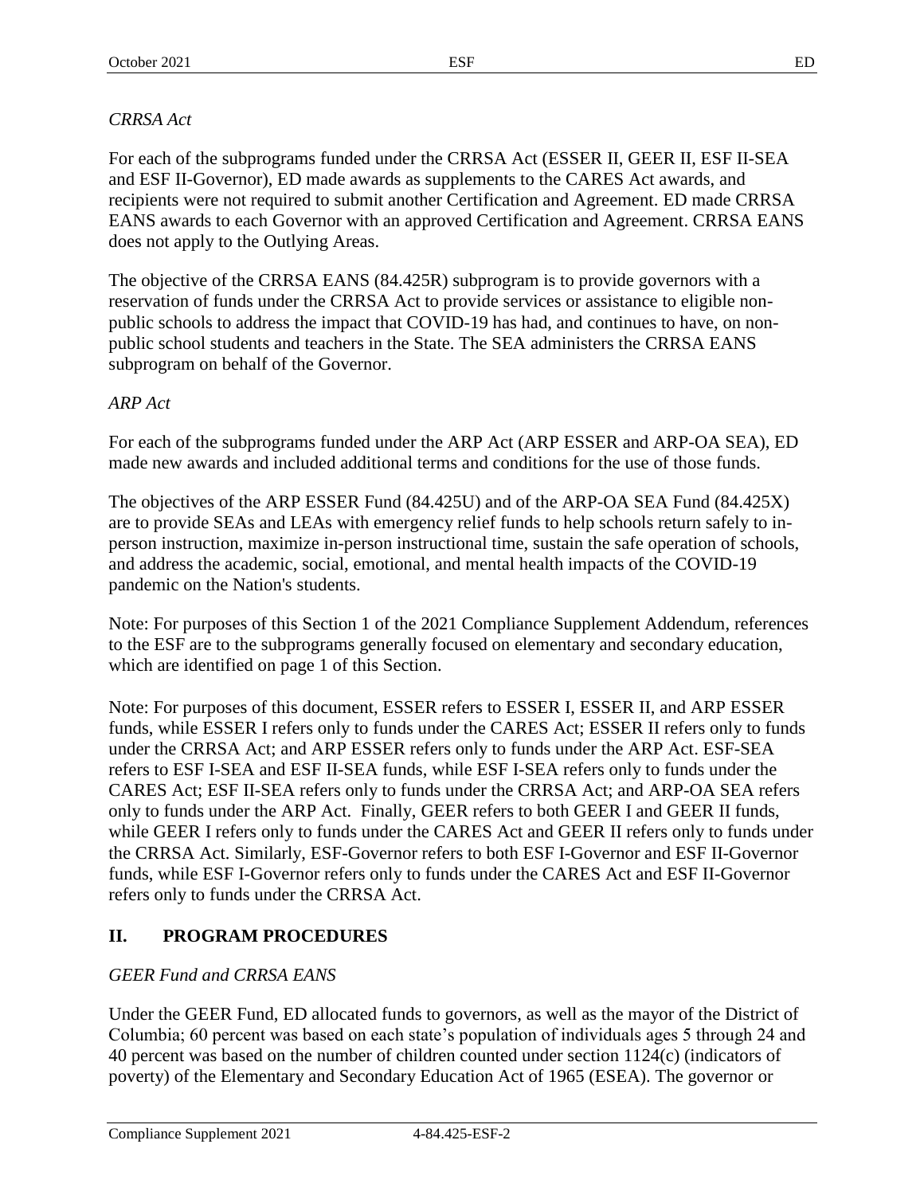*CRRSA Act*

For each of the subprograms funded under the CRRSA Act (ESSER II, GEER II, ESF II-SEA and ESF II-Governor), ED made awards as supplements to the CARES Act awards, and recipients were not required to submit another Certification and Agreement. ED made CRRSA EANS awards to each Governor with an approved Certification and Agreement. CRRSA EANS does not apply to the Outlying Areas.

The objective of the CRRSA EANS (84.425R) subprogram is to provide governors with a reservation of funds under the CRRSA Act to provide services or assistance to eligible non-public schools to address the impact that COVID-19 has had, and continues to have, on non-public school students and teachers in the State. The SEA administers the CRRSA EANS subprogram on behalf of the Governor.

*ARP Act*

For each of the subprograms funded under the ARP Act (ARP ESSER and ARP-OA SEA), ED made new awards and included additional terms and conditions for the use of those funds.

The objectives of the ARP ESSER Fund (84.425U) and of the ARP-OA SEA Fund (84.425X) are to provide SEAs and LEAs with emergency relief funds to help schools return safely to in-person instruction, maximize in-person instructional time, sustain the safe operation of schools, and address the academic, social, emotional, and mental health impacts of the COVID-19 pandemic on the Nation's students.

Note: For purposes of this Section 1 of the 2021 Compliance Supplement Addendum, references to the ESF are to the subprograms generally focused on elementary and secondary education, which are identified on page 1 of this Section.

Note: For purposes of this document, ESSER refers to ESSER I, ESSER II, and ARP ESSER funds, while ESSER I refers only to funds under the CARES Act; ESSER II refers only to funds under the CRRSA Act; and ARP ESSER refers only to funds under the ARP Act. ESF-SEA refers to ESF I-SEA and ESF II-SEA funds, while ESF I-SEA refers only to funds under the CARES Act; ESF II-SEA refers only to funds under the CRRSA Act; and ARP-OA SEA refers only to funds under the ARP Act. Finally, GEER refers to both GEER I and GEER II funds, while GEER I refers only to funds under the CARES Act and GEER II refers only to funds under the CRRSA Act. Similarly, ESF-Governor refers to both ESF I-Governor and ESF II-Governor funds, while ESF I-Governor refers only to funds under the CARES Act and ESF II-Governor refers only to funds under the CRRSA Act.

## II. PROGRAM PROCEDURES

*GEER Fund and CRRSA EANS*

Under the GEER Fund, ED allocated funds to governors, as well as the mayor of the District of Columbia; 60 percent was based on each state's population of individuals ages 5 through 24 and 40 percent was based on the number of children counted under section 1124(c) (indicators of poverty) of the Elementary and Secondary Education Act of 1965 (ESEA). The governor or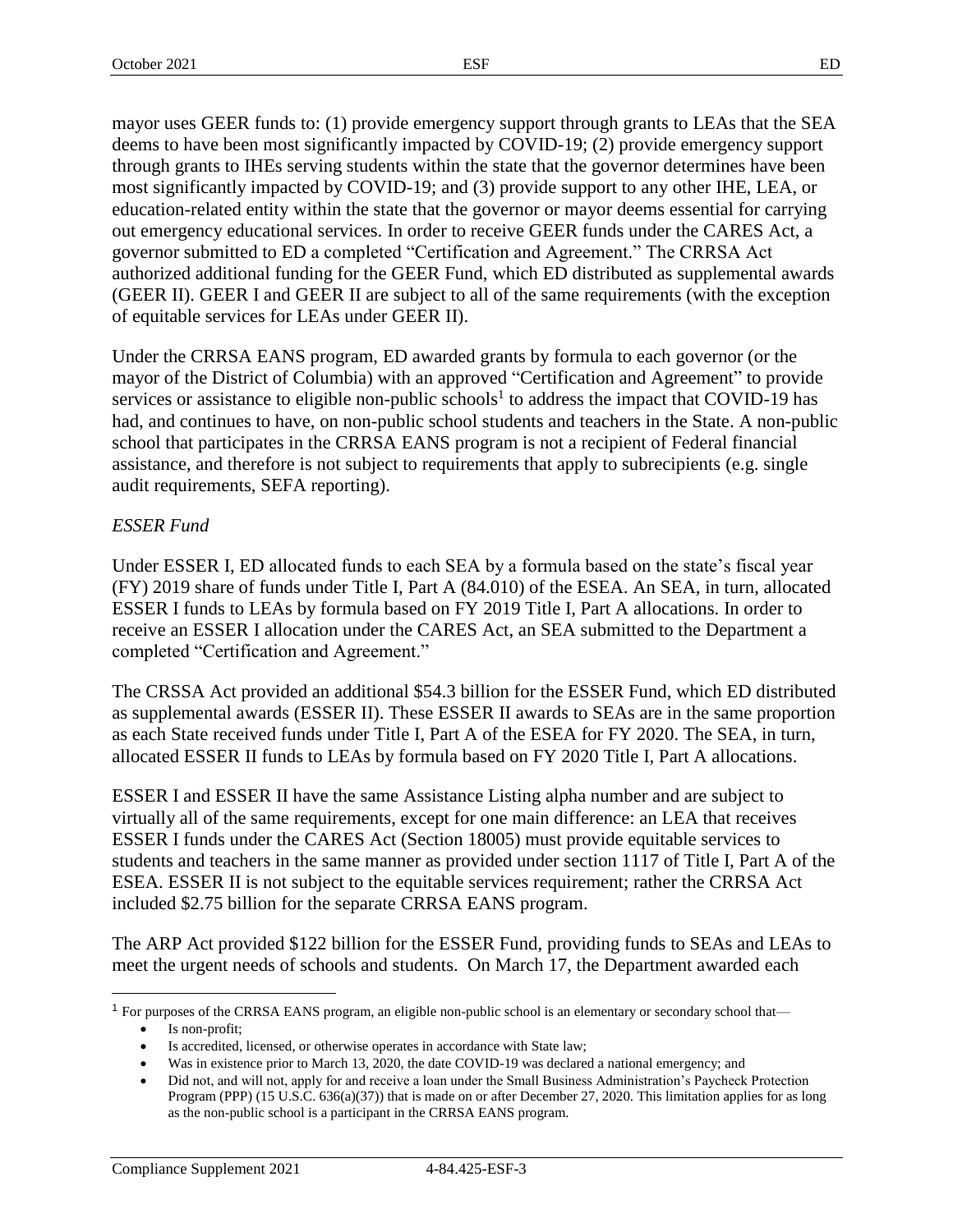mayor uses GEER funds to: (1) provide emergency support through grants to LEAs that the SEA deems to have been most significantly impacted by COVID-19; (2) provide emergency support through grants to IHEs serving students within the state that the governor determines have been most significantly impacted by COVID-19; and (3) provide support to any other IHE, LEA, or education-related entity within the state that the governor or mayor deems essential for carrying out emergency educational services. In order to receive GEER funds under the CARES Act, a governor submitted to ED a completed "Certification and Agreement." The CRRSA Act authorized additional funding for the GEER Fund, which ED distributed as supplemental awards (GEER II). GEER I and GEER II are subject to all of the same requirements (with the exception of equitable services for LEAs under GEER II).

Under the CRRSA EANS program, ED awarded grants by formula to each governor (or the mayor of the District of Columbia) with an approved "Certification and Agreement" to provide services or assistance to eligible non-public schools[1] to address the impact that COVID-19 has had, and continues to have, on non-public school students and teachers in the State. A non-public school that participates in the CRRSA EANS program is not a recipient of Federal financial assistance, and therefore is not subject to requirements that apply to subrecipients (e.g. single audit requirements, SEFA reporting).

*ESSER Fund*

Under ESSER I, ED allocated funds to each SEA by a formula based on the state's fiscal year (FY) 2019 share of funds under Title I, Part A (84.010) of the ESEA. An SEA, in turn, allocated ESSER I funds to LEAs by formula based on FY 2019 Title I, Part A allocations. In order to receive an ESSER I allocation under the CARES Act, an SEA submitted to the Department a completed "Certification and Agreement."

The CRSSA Act provided an additional $54.3 billion for the ESSER Fund, which ED distributed as supplemental awards (ESSER II). These ESSER II awards to SEAs are in the same proportion as each State received funds under Title I, Part A of the ESEA for FY 2020. The SEA, in turn, allocated ESSER II funds to LEAs by formula based on FY 2020 Title I, Part A allocations.

ESSER I and ESSER II have the same Assistance Listing alpha number and are subject to virtually all of the same requirements, except for one main difference: an LEA that receives ESSER I funds under the CARES Act (Section 18005) must provide equitable services to students and teachers in the same manner as provided under section 1117 of Title I, Part A of the ESEA. ESSER II is not subject to the equitable services requirement; rather the CRRSA Act included $2.75 billion for the separate CRRSA EANS program.

The ARP Act provided $122 billion for the ESSER Fund, providing funds to SEAs and LEAs to meet the urgent needs of schools and students. On March 17, the Department awarded each

---

[1] For purposes of the CRRSA EANS program, an eligible non-public school is an elementary or secondary school that—

- Is non-profit;
- Is accredited, licensed, or otherwise operates in accordance with State law;
- Was in existence prior to March 13, 2020, the date COVID-19 was declared a national emergency; and
- Did not, and will not, apply for and receive a loan under the Small Business Administration's Paycheck Protection Program (PPP) (15 U.S.C. 636(a)(37)) that is made on or after December 27, 2020. This limitation applies for as long as the non-public school is a participant in the CRRSA EANS program.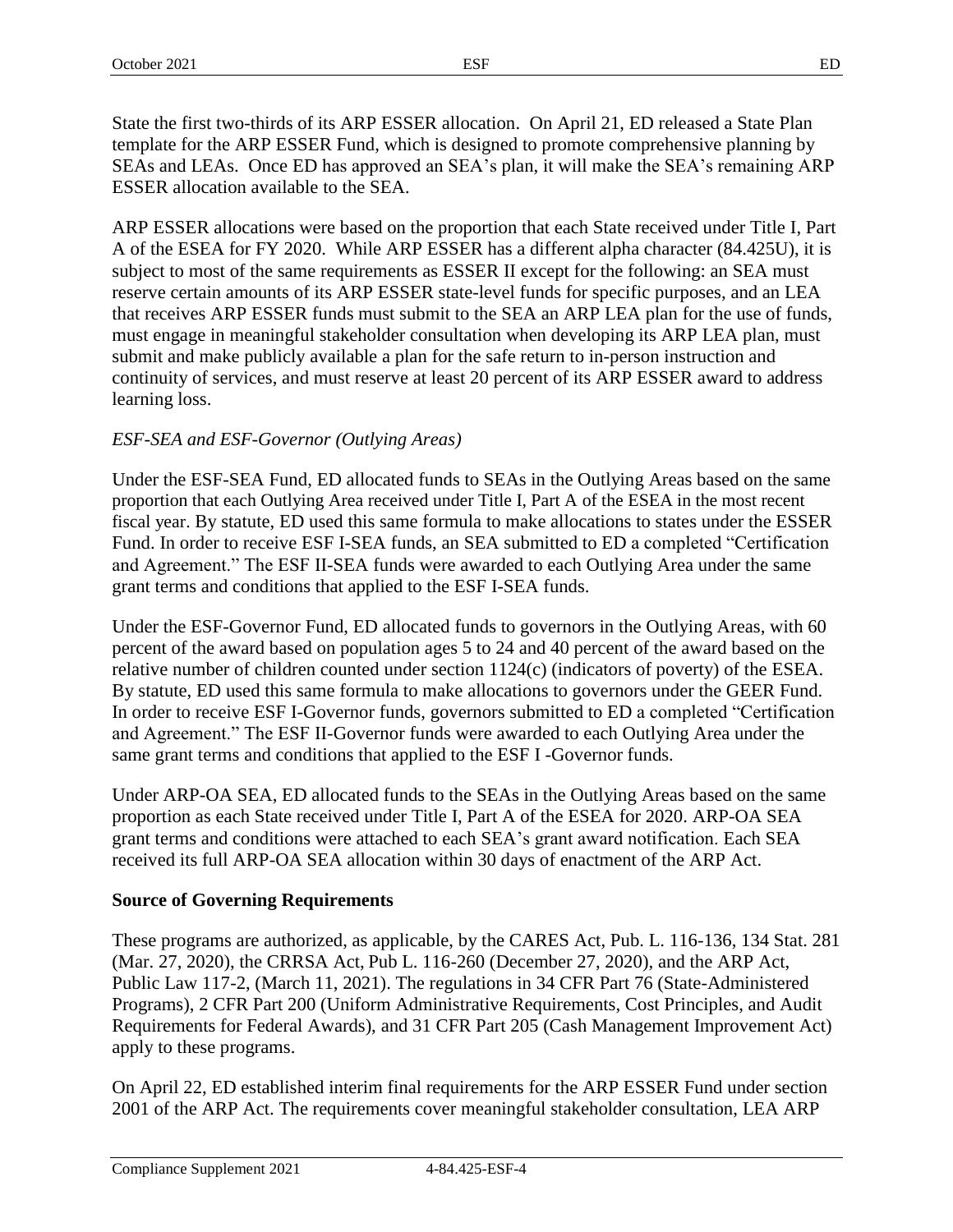State the first two-thirds of its ARP ESSER allocation. On April 21, ED released a State Plan template for the ARP ESSER Fund, which is designed to promote comprehensive planning by SEAs and LEAs. Once ED has approved an SEA's plan, it will make the SEA's remaining ARP ESSER allocation available to the SEA.

ARP ESSER allocations were based on the proportion that each State received under Title I, Part A of the ESEA for FY 2020. While ARP ESSER has a different alpha character (84.425U), it is subject to most of the same requirements as ESSER II except for the following: an SEA must reserve certain amounts of its ARP ESSER state-level funds for specific purposes, and an LEA that receives ARP ESSER funds must submit to the SEA an ARP LEA plan for the use of funds, must engage in meaningful stakeholder consultation when developing its ARP LEA plan, must submit and make publicly available a plan for the safe return to in-person instruction and continuity of services, and must reserve at least 20 percent of its ARP ESSER award to address learning loss.

*ESF-SEA and ESF-Governor (Outlying Areas)*

Under the ESF-SEA Fund, ED allocated funds to SEAs in the Outlying Areas based on the same proportion that each Outlying Area received under Title I, Part A of the ESEA in the most recent fiscal year. By statute, ED used this same formula to make allocations to states under the ESSER Fund. In order to receive ESF I-SEA funds, an SEA submitted to ED a completed "Certification and Agreement." The ESF II-SEA funds were awarded to each Outlying Area under the same grant terms and conditions that applied to the ESF I-SEA funds.

Under the ESF-Governor Fund, ED allocated funds to governors in the Outlying Areas, with 60 percent of the award based on population ages 5 to 24 and 40 percent of the award based on the relative number of children counted under section 1124(c) (indicators of poverty) of the ESEA. By statute, ED used this same formula to make allocations to governors under the GEER Fund. In order to receive ESF I-Governor funds, governors submitted to ED a completed "Certification and Agreement." The ESF II-Governor funds were awarded to each Outlying Area under the same grant terms and conditions that applied to the ESF I -Governor funds.

Under ARP-OA SEA, ED allocated funds to the SEAs in the Outlying Areas based on the same proportion as each State received under Title I, Part A of the ESEA for 2020. ARP-OA SEA grant terms and conditions were attached to each SEA's grant award notification. Each SEA received its full ARP-OA SEA allocation within 30 days of enactment of the ARP Act.

**Source of Governing Requirements**

These programs are authorized, as applicable, by the CARES Act, Pub. L. 116-136, 134 Stat. 281 (Mar. 27, 2020), the CRRSA Act, Pub L. 116-260 (December 27, 2020), and the ARP Act, Public Law 117-2, (March 11, 2021). The regulations in 34 CFR Part 76 (State-Administered Programs), 2 CFR Part 200 (Uniform Administrative Requirements, Cost Principles, and Audit Requirements for Federal Awards), and 31 CFR Part 205 (Cash Management Improvement Act) apply to these programs.

On April 22, ED established interim final requirements for the ARP ESSER Fund under section 2001 of the ARP Act. The requirements cover meaningful stakeholder consultation, LEA ARP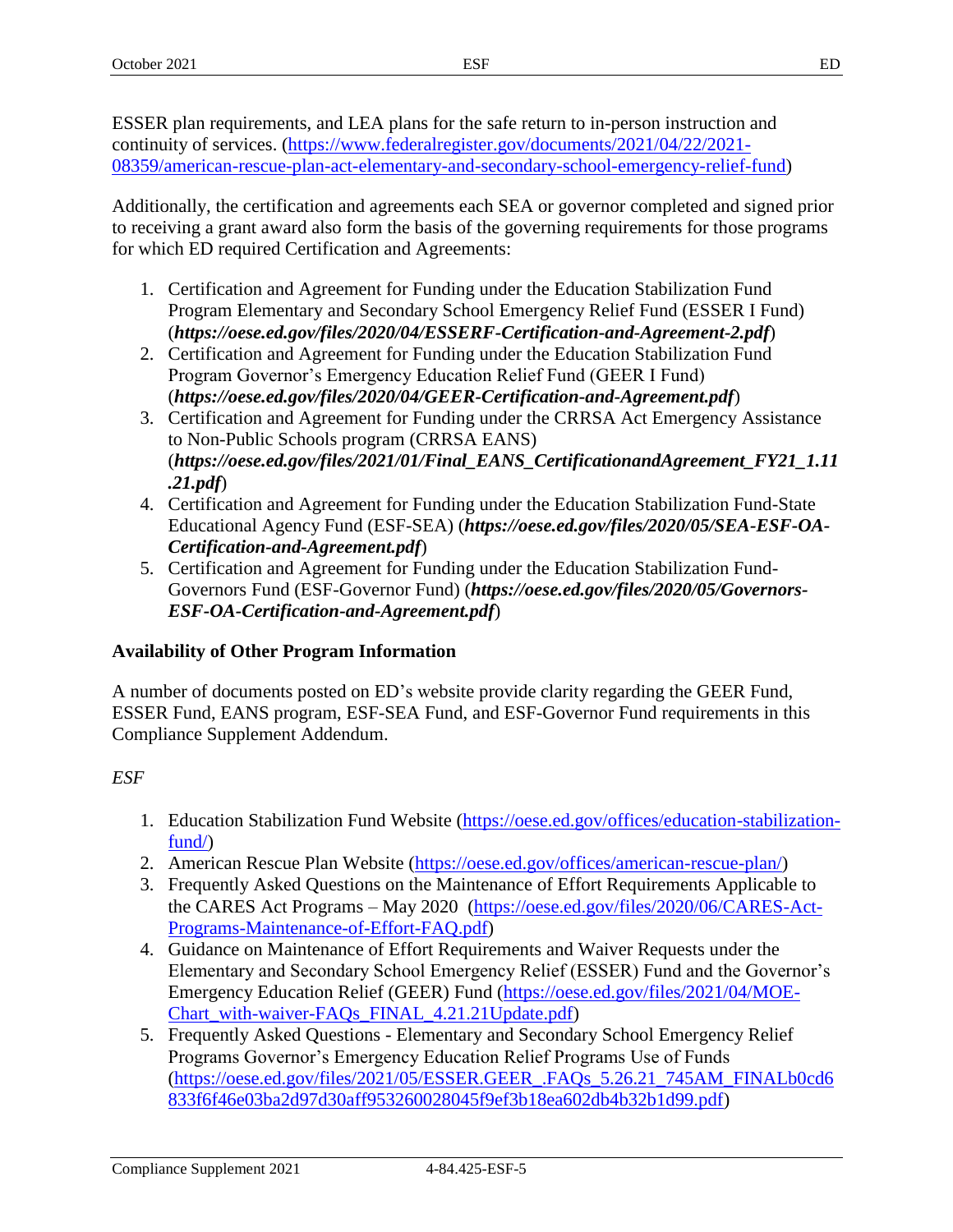ESSER plan requirements, and LEA plans for the safe return to in-person instruction and continuity of services. (https://www.federalregister.gov/documents/2021/04/22/2021-08359/american-rescue-plan-act-elementary-and-secondary-school-emergency-relief-fund)

Additionally, the certification and agreements each SEA or governor completed and signed prior to receiving a grant award also form the basis of the governing requirements for those programs for which ED required Certification and Agreements:

1. Certification and Agreement for Funding under the Education Stabilization Fund Program Elementary and Secondary School Emergency Relief Fund (ESSER I Fund) (***https://oese.ed.gov/files/2020/04/ESSERF-Certification-and-Agreement-2.pdf***)
2. Certification and Agreement for Funding under the Education Stabilization Fund Program Governor's Emergency Education Relief Fund (GEER I Fund) (***https://oese.ed.gov/files/2020/04/GEER-Certification-and-Agreement.pdf***)
3. Certification and Agreement for Funding under the CRRSA Act Emergency Assistance to Non-Public Schools program (CRRSA EANS) (***https://oese.ed.gov/files/2021/01/Final_EANS_CertificationandAgreement_FY21_1.11.21.pdf***)
4. Certification and Agreement for Funding under the Education Stabilization Fund-State Educational Agency Fund (ESF-SEA) (***https://oese.ed.gov/files/2020/05/SEA-ESF-OA-Certification-and-Agreement.pdf***)
5. Certification and Agreement for Funding under the Education Stabilization Fund-Governors Fund (ESF-Governor Fund) (***https://oese.ed.gov/files/2020/05/Governors-ESF-OA-Certification-and-Agreement.pdf***)

**Availability of Other Program Information**

A number of documents posted on ED's website provide clarity regarding the GEER Fund, ESSER Fund, EANS program, ESF-SEA Fund, and ESF-Governor Fund requirements in this Compliance Supplement Addendum.

*ESF*

1. Education Stabilization Fund Website (https://oese.ed.gov/offices/education-stabilization-fund/)
2. American Rescue Plan Website (https://oese.ed.gov/offices/american-rescue-plan/)
3. Frequently Asked Questions on the Maintenance of Effort Requirements Applicable to the CARES Act Programs – May 2020 (https://oese.ed.gov/files/2020/06/CARES-Act-Programs-Maintenance-of-Effort-FAQ.pdf)
4. Guidance on Maintenance of Effort Requirements and Waiver Requests under the Elementary and Secondary School Emergency Relief (ESSER) Fund and the Governor's Emergency Education Relief (GEER) Fund (https://oese.ed.gov/files/2021/04/MOE-Chart_with-waiver-FAQs_FINAL_4.21.21Update.pdf)
5. Frequently Asked Questions - Elementary and Secondary School Emergency Relief Programs Governor's Emergency Education Relief Programs Use of Funds (https://oese.ed.gov/files/2021/05/ESSER.GEER_.FAQs_5.26.21_745AM_FINALb0cd6833f6f46e03ba2d97d30aff953260028045f9ef3b18ea602db4b32b1d99.pdf)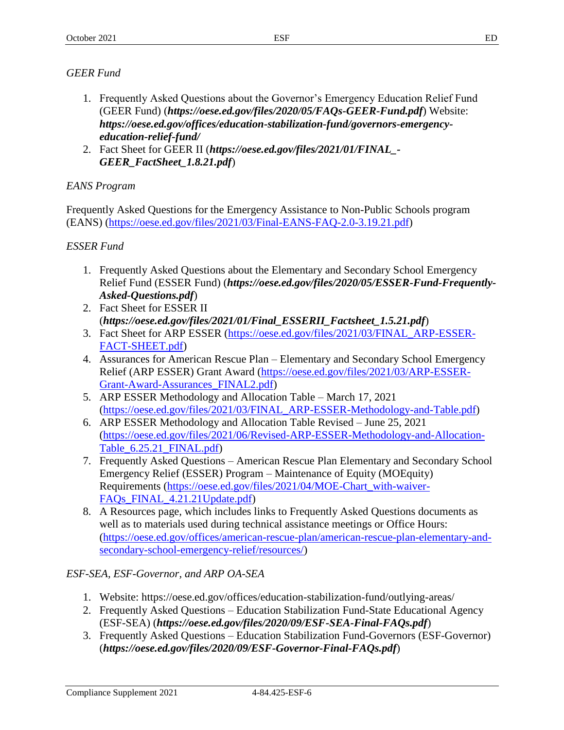*GEER Fund*

1. Frequently Asked Questions about the Governor's Emergency Education Relief Fund (GEER Fund) (***https://oese.ed.gov/files/2020/05/FAQs-GEER-Fund.pdf***) Website: ***https://oese.ed.gov/offices/education-stabilization-fund/governors-emergency-education-relief-fund/***
2. Fact Sheet for GEER II (***https://oese.ed.gov/files/2021/01/FINAL_-GEER_FactSheet_1.8.21.pdf***)

*EANS Program*

Frequently Asked Questions for the Emergency Assistance to Non-Public Schools program (EANS) (https://oese.ed.gov/files/2021/03/Final-EANS-FAQ-2.0-3.19.21.pdf)

*ESSER Fund*

1. Frequently Asked Questions about the Elementary and Secondary School Emergency Relief Fund (ESSER Fund) (***https://oese.ed.gov/files/2020/05/ESSER-Fund-Frequently-Asked-Questions.pdf***)
2. Fact Sheet for ESSER II (***https://oese.ed.gov/files/2021/01/Final_ESSERII_Factsheet_1.5.21.pdf***)
3. Fact Sheet for ARP ESSER (https://oese.ed.gov/files/2021/03/FINAL_ARP-ESSER-FACT-SHEET.pdf)
4. Assurances for American Rescue Plan – Elementary and Secondary School Emergency Relief (ARP ESSER) Grant Award (https://oese.ed.gov/files/2021/03/ARP-ESSER-Grant-Award-Assurances_FINAL2.pdf)
5. ARP ESSER Methodology and Allocation Table – March 17, 2021 (https://oese.ed.gov/files/2021/03/FINAL_ARP-ESSER-Methodology-and-Table.pdf)
6. ARP ESSER Methodology and Allocation Table Revised – June 25, 2021 (https://oese.ed.gov/files/2021/06/Revised-ARP-ESSER-Methodology-and-Allocation-Table_6.25.21_FINAL.pdf)
7. Frequently Asked Questions – American Rescue Plan Elementary and Secondary School Emergency Relief (ESSER) Program – Maintenance of Equity (MOEquity) Requirements (https://oese.ed.gov/files/2021/04/MOE-Chart_with-waiver-FAQs_FINAL_4.21.21Update.pdf)
8. A Resources page, which includes links to Frequently Asked Questions documents as well as to materials used during technical assistance meetings or Office Hours: (https://oese.ed.gov/offices/american-rescue-plan/american-rescue-plan-elementary-and-secondary-school-emergency-relief/resources/)

*ESF-SEA, ESF-Governor, and ARP OA-SEA*

1. Website: https://oese.ed.gov/offices/education-stabilization-fund/outlying-areas/
2. Frequently Asked Questions – Education Stabilization Fund-State Educational Agency (ESF-SEA) (***https://oese.ed.gov/files/2020/09/ESF-SEA-Final-FAQs.pdf***)
3. Frequently Asked Questions – Education Stabilization Fund-Governors (ESF-Governor) (***https://oese.ed.gov/files/2020/09/ESF-Governor-Final-FAQs.pdf***)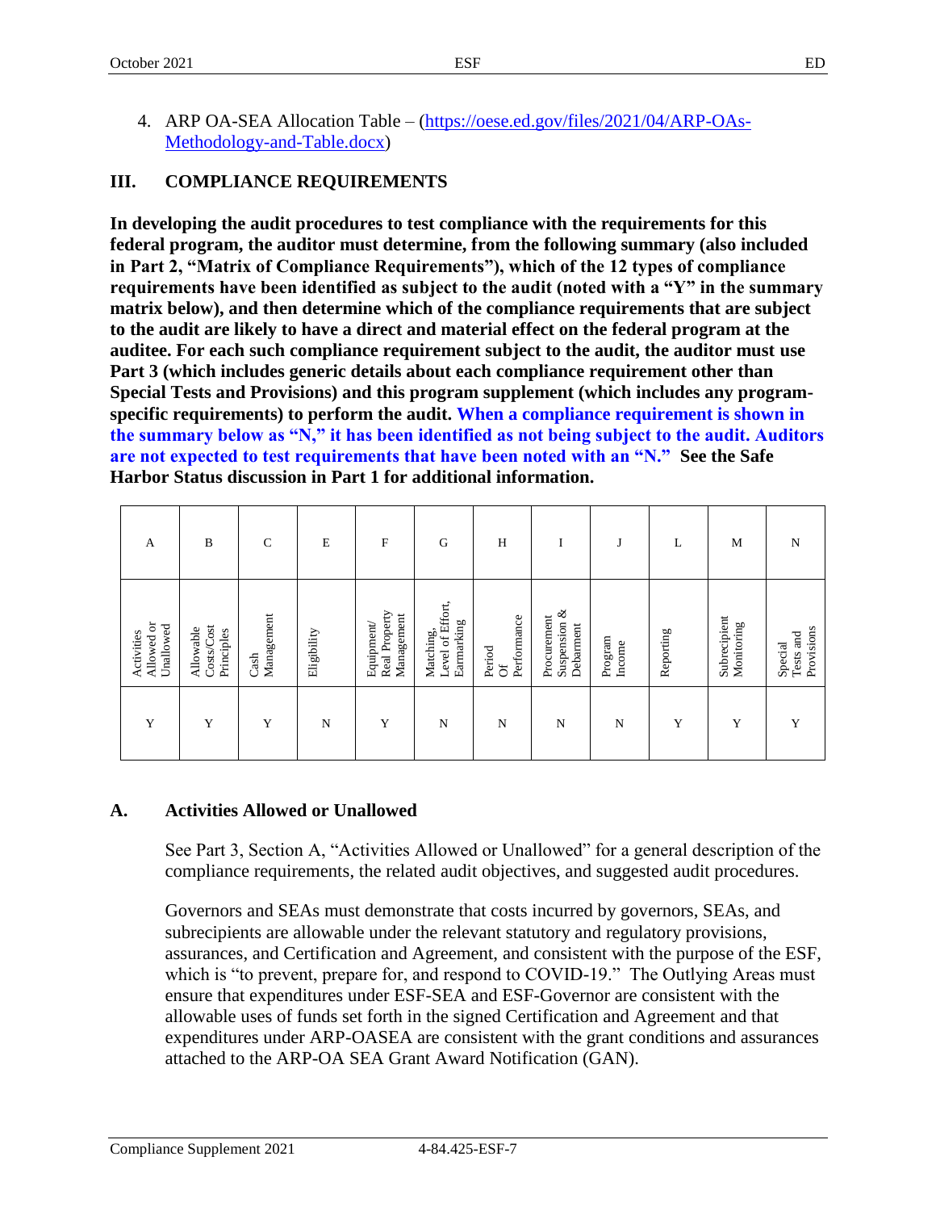4. ARP OA-SEA Allocation Table – (https://oese.ed.gov/files/2021/04/ARP-OAs-Methodology-and-Table.docx)

## III. COMPLIANCE REQUIREMENTS

**In developing the audit procedures to test compliance with the requirements for this federal program, the auditor must determine, from the following summary (also included in Part 2, "Matrix of Compliance Requirements"), which of the 12 types of compliance requirements have been identified as subject to the audit (noted with a "Y" in the summary matrix below), and then determine which of the compliance requirements that are subject to the audit are likely to have a direct and material effect on the federal program at the auditee. For each such compliance requirement subject to the audit, the auditor must use Part 3 (which includes generic details about each compliance requirement other than Special Tests and Provisions) and this program supplement (which includes any program-specific requirements) to perform the audit. When a compliance requirement is shown in the summary below as "N," it has been identified as not being subject to the audit. Auditors are not expected to test requirements that have been noted with an "N." See the Safe Harbor Status discussion in Part 1 for additional information.**

| A | B | C | E | F | G | H | I | J | L | M | N |
|---|---|---|---|---|---|---|---|---|---|---|---|
| Activities Allowed or Unallowed | Allowable Costs/Cost Principles | Cash Management | Eligibility | Equipment/ Real Property Management | Matching, Level of Effort, Earmarking | Period Of Performance | Procurement Suspension & Debarment | Program Income | Reporting | Subrecipient Monitoring | Special Tests and Provisions |
| Y | Y | Y | N | Y | N | N | N | N | Y | Y | Y |

### A. Activities Allowed or Unallowed

See Part 3, Section A, "Activities Allowed or Unallowed" for a general description of the compliance requirements, the related audit objectives, and suggested audit procedures.

Governors and SEAs must demonstrate that costs incurred by governors, SEAs, and subrecipients are allowable under the relevant statutory and regulatory provisions, assurances, and Certification and Agreement, and consistent with the purpose of the ESF, which is "to prevent, prepare for, and respond to COVID-19." The Outlying Areas must ensure that expenditures under ESF-SEA and ESF-Governor are consistent with the allowable uses of funds set forth in the signed Certification and Agreement and that expenditures under ARP-OASEA are consistent with the grant conditions and assurances attached to the ARP-OA SEA Grant Award Notification (GAN).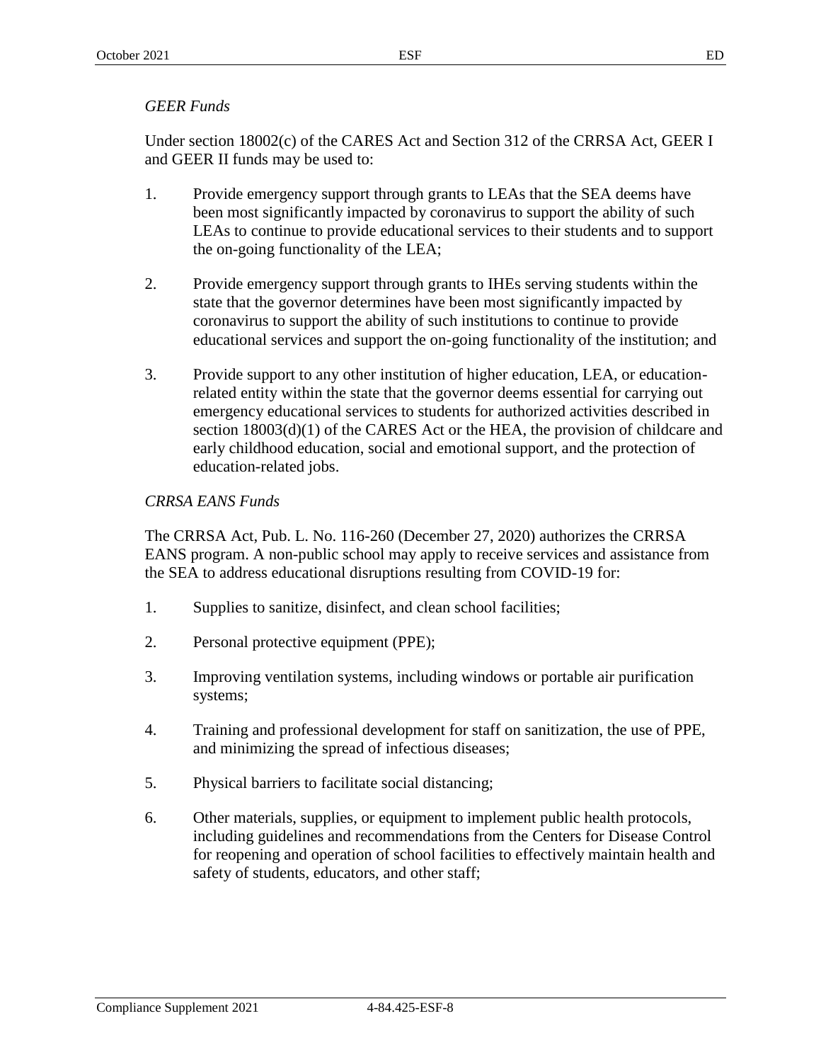*GEER Funds*

Under section 18002(c) of the CARES Act and Section 312 of the CRRSA Act, GEER I and GEER II funds may be used to:

1. Provide emergency support through grants to LEAs that the SEA deems have been most significantly impacted by coronavirus to support the ability of such LEAs to continue to provide educational services to their students and to support the on-going functionality of the LEA;

2. Provide emergency support through grants to IHEs serving students within the state that the governor determines have been most significantly impacted by coronavirus to support the ability of such institutions to continue to provide educational services and support the on-going functionality of the institution; and

3. Provide support to any other institution of higher education, LEA, or education-related entity within the state that the governor deems essential for carrying out emergency educational services to students for authorized activities described in section 18003(d)(1) of the CARES Act or the HEA, the provision of childcare and early childhood education, social and emotional support, and the protection of education-related jobs.

*CRRSA EANS Funds*

The CRRSA Act, Pub. L. No. 116-260 (December 27, 2020) authorizes the CRRSA EANS program. A non-public school may apply to receive services and assistance from the SEA to address educational disruptions resulting from COVID-19 for:

1. Supplies to sanitize, disinfect, and clean school facilities;

2. Personal protective equipment (PPE);

3. Improving ventilation systems, including windows or portable air purification systems;

4. Training and professional development for staff on sanitization, the use of PPE, and minimizing the spread of infectious diseases;

5. Physical barriers to facilitate social distancing;

6. Other materials, supplies, or equipment to implement public health protocols, including guidelines and recommendations from the Centers for Disease Control for reopening and operation of school facilities to effectively maintain health and safety of students, educators, and other staff;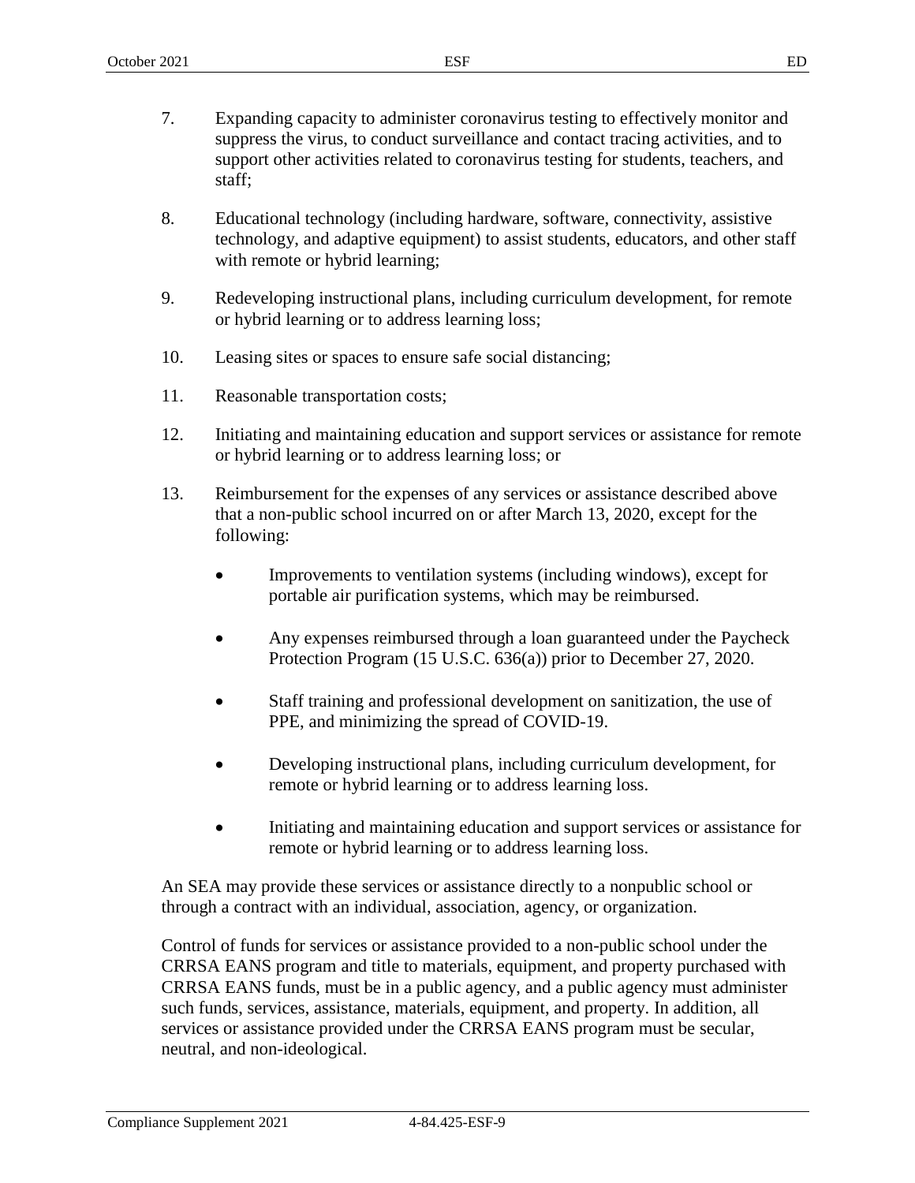7. Expanding capacity to administer coronavirus testing to effectively monitor and suppress the virus, to conduct surveillance and contact tracing activities, and to support other activities related to coronavirus testing for students, teachers, and staff;

8. Educational technology (including hardware, software, connectivity, assistive technology, and adaptive equipment) to assist students, educators, and other staff with remote or hybrid learning;

9. Redeveloping instructional plans, including curriculum development, for remote or hybrid learning or to address learning loss;

10. Leasing sites or spaces to ensure safe social distancing;

11. Reasonable transportation costs;

12. Initiating and maintaining education and support services or assistance for remote or hybrid learning or to address learning loss; or

13. Reimbursement for the expenses of any services or assistance described above that a non-public school incurred on or after March 13, 2020, except for the following:

    - Improvements to ventilation systems (including windows), except for portable air purification systems, which may be reimbursed.

    - Any expenses reimbursed through a loan guaranteed under the Paycheck Protection Program (15 U.S.C. 636(a)) prior to December 27, 2020.

    - Staff training and professional development on sanitization, the use of PPE, and minimizing the spread of COVID-19.

    - Developing instructional plans, including curriculum development, for remote or hybrid learning or to address learning loss.

    - Initiating and maintaining education and support services or assistance for remote or hybrid learning or to address learning loss.

An SEA may provide these services or assistance directly to a nonpublic school or through a contract with an individual, association, agency, or organization.

Control of funds for services or assistance provided to a non-public school under the CRRSA EANS program and title to materials, equipment, and property purchased with CRRSA EANS funds, must be in a public agency, and a public agency must administer such funds, services, assistance, materials, equipment, and property. In addition, all services or assistance provided under the CRRSA EANS program must be secular, neutral, and non-ideological.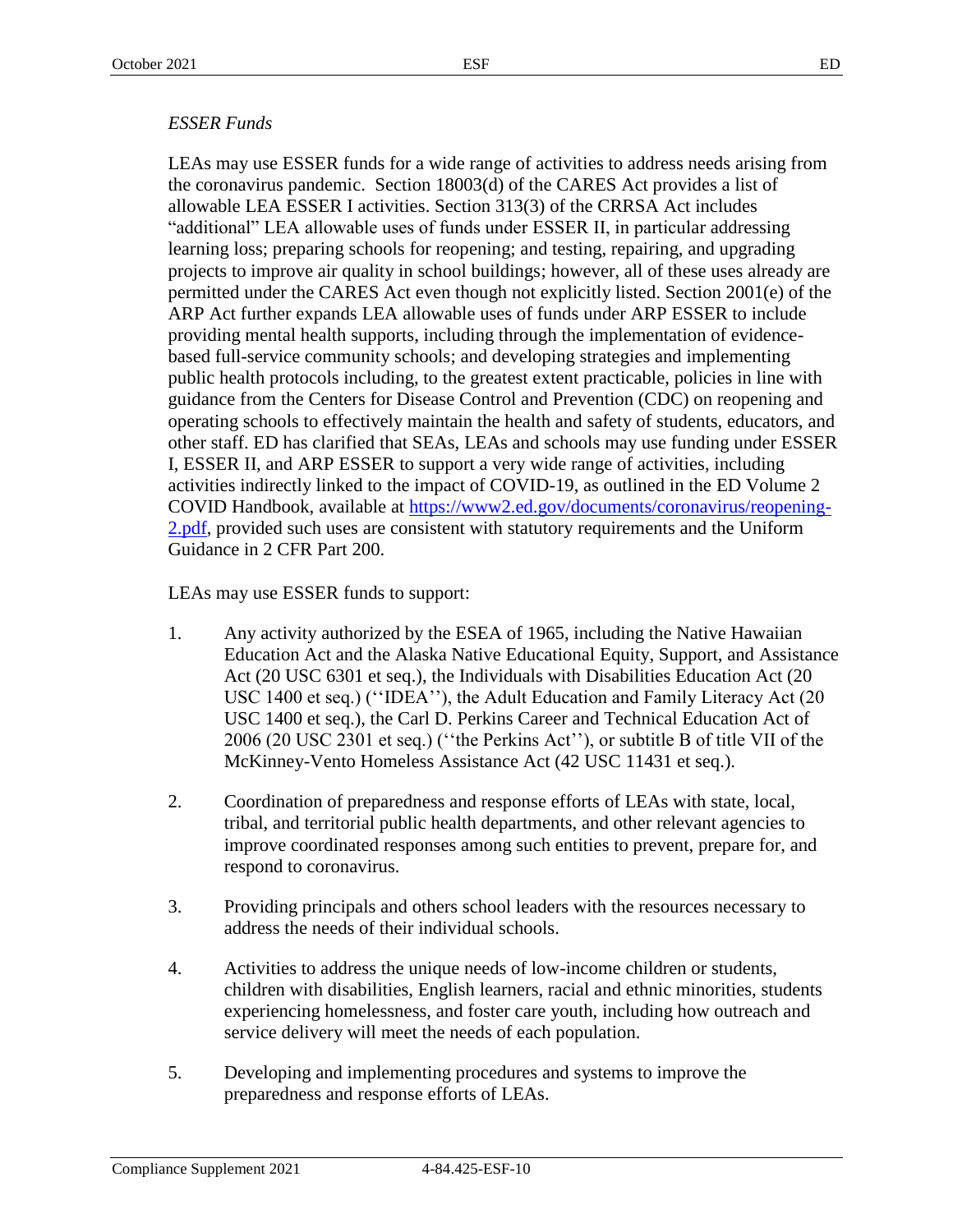*ESSER Funds*

LEAs may use ESSER funds for a wide range of activities to address needs arising from the coronavirus pandemic. Section 18003(d) of the CARES Act provides a list of allowable LEA ESSER I activities. Section 313(3) of the CRRSA Act includes "additional" LEA allowable uses of funds under ESSER II, in particular addressing learning loss; preparing schools for reopening; and testing, repairing, and upgrading projects to improve air quality in school buildings; however, all of these uses already are permitted under the CARES Act even though not explicitly listed. Section 2001(e) of the ARP Act further expands LEA allowable uses of funds under ARP ESSER to include providing mental health supports, including through the implementation of evidence-based full-service community schools; and developing strategies and implementing public health protocols including, to the greatest extent practicable, policies in line with guidance from the Centers for Disease Control and Prevention (CDC) on reopening and operating schools to effectively maintain the health and safety of students, educators, and other staff. ED has clarified that SEAs, LEAs and schools may use funding under ESSER I, ESSER II, and ARP ESSER to support a very wide range of activities, including activities indirectly linked to the impact of COVID-19, as outlined in the ED Volume 2 COVID Handbook, available at [https://www2.ed.gov/documents/coronavirus/reopening-2.pdf](https://www2.ed.gov/documents/coronavirus/reopening-2.pdf), provided such uses are consistent with statutory requirements and the Uniform Guidance in 2 CFR Part 200.

LEAs may use ESSER funds to support:

1. Any activity authorized by the ESEA of 1965, including the Native Hawaiian Education Act and the Alaska Native Educational Equity, Support, and Assistance Act (20 USC 6301 et seq.), the Individuals with Disabilities Education Act (20 USC 1400 et seq.) (''IDEA''), the Adult Education and Family Literacy Act (20 USC 1400 et seq.), the Carl D. Perkins Career and Technical Education Act of 2006 (20 USC 2301 et seq.) (''the Perkins Act''), or subtitle B of title VII of the McKinney-Vento Homeless Assistance Act (42 USC 11431 et seq.).

2. Coordination of preparedness and response efforts of LEAs with state, local, tribal, and territorial public health departments, and other relevant agencies to improve coordinated responses among such entities to prevent, prepare for, and respond to coronavirus.

3. Providing principals and others school leaders with the resources necessary to address the needs of their individual schools.

4. Activities to address the unique needs of low-income children or students, children with disabilities, English learners, racial and ethnic minorities, students experiencing homelessness, and foster care youth, including how outreach and service delivery will meet the needs of each population.

5. Developing and implementing procedures and systems to improve the preparedness and response efforts of LEAs.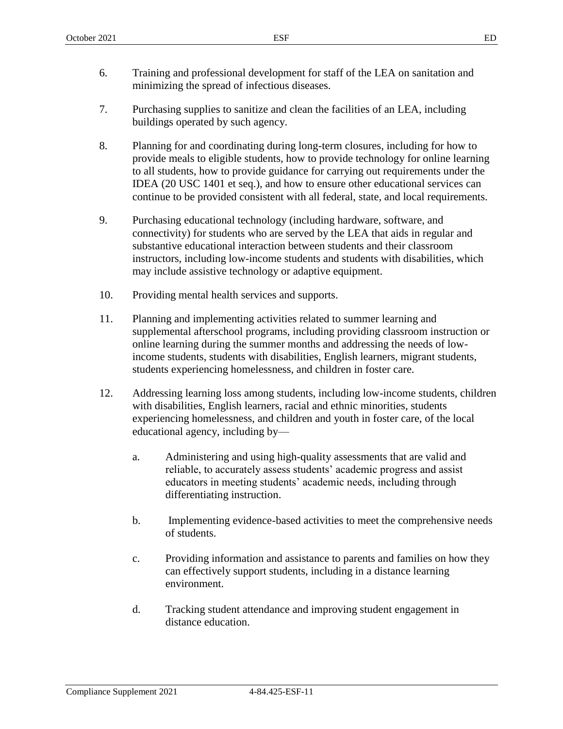6. Training and professional development for staff of the LEA on sanitation and minimizing the spread of infectious diseases.

7. Purchasing supplies to sanitize and clean the facilities of an LEA, including buildings operated by such agency.

8. Planning for and coordinating during long-term closures, including for how to provide meals to eligible students, how to provide technology for online learning to all students, how to provide guidance for carrying out requirements under the IDEA (20 USC 1401 et seq.), and how to ensure other educational services can continue to be provided consistent with all federal, state, and local requirements.

9. Purchasing educational technology (including hardware, software, and connectivity) for students who are served by the LEA that aids in regular and substantive educational interaction between students and their classroom instructors, including low-income students and students with disabilities, which may include assistive technology or adaptive equipment.

10. Providing mental health services and supports.

11. Planning and implementing activities related to summer learning and supplemental afterschool programs, including providing classroom instruction or online learning during the summer months and addressing the needs of low-income students, students with disabilities, English learners, migrant students, students experiencing homelessness, and children in foster care.

12. Addressing learning loss among students, including low-income students, children with disabilities, English learners, racial and ethnic minorities, students experiencing homelessness, and children and youth in foster care, of the local educational agency, including by—

    a. Administering and using high-quality assessments that are valid and reliable, to accurately assess students' academic progress and assist educators in meeting students' academic needs, including through differentiating instruction.

    b. Implementing evidence-based activities to meet the comprehensive needs of students.

    c. Providing information and assistance to parents and families on how they can effectively support students, including in a distance learning environment.

    d. Tracking student attendance and improving student engagement in distance education.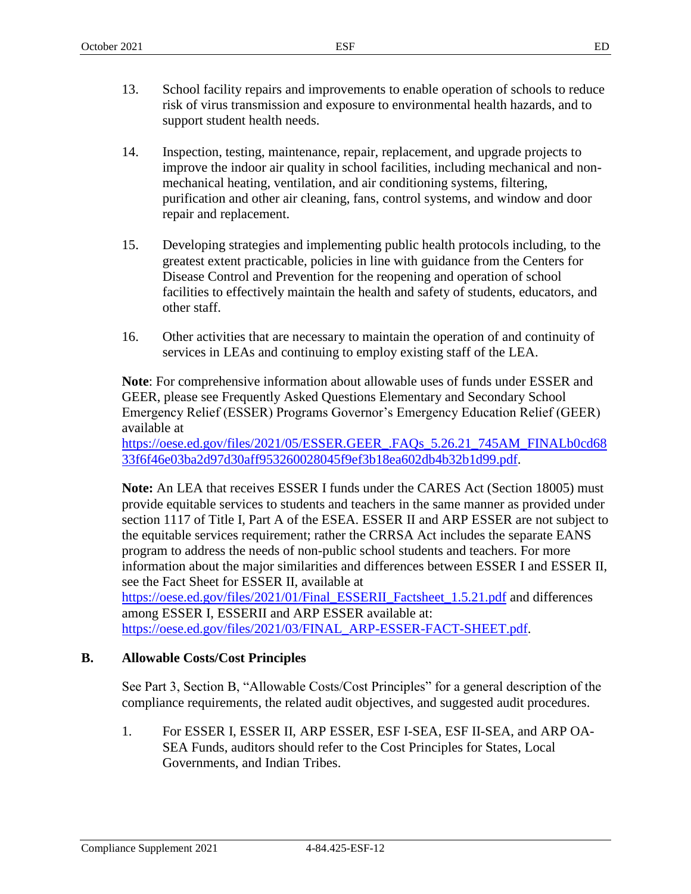13. School facility repairs and improvements to enable operation of schools to reduce risk of virus transmission and exposure to environmental health hazards, and to support student health needs.

14. Inspection, testing, maintenance, repair, replacement, and upgrade projects to improve the indoor air quality in school facilities, including mechanical and non-mechanical heating, ventilation, and air conditioning systems, filtering, purification and other air cleaning, fans, control systems, and window and door repair and replacement.

15. Developing strategies and implementing public health protocols including, to the greatest extent practicable, policies in line with guidance from the Centers for Disease Control and Prevention for the reopening and operation of school facilities to effectively maintain the health and safety of students, educators, and other staff.

16. Other activities that are necessary to maintain the operation of and continuity of services in LEAs and continuing to employ existing staff of the LEA.

**Note**: For comprehensive information about allowable uses of funds under ESSER and GEER, please see Frequently Asked Questions Elementary and Secondary School Emergency Relief (ESSER) Programs Governor's Emergency Education Relief (GEER) available at https://oese.ed.gov/files/2021/05/ESSER.GEER_.FAQs_5.26.21_745AM_FINALb0cd6833f6f46e03ba2d97d30aff953260028045f9ef3b18ea602db4b32b1d99.pdf.

**Note:** An LEA that receives ESSER I funds under the CARES Act (Section 18005) must provide equitable services to students and teachers in the same manner as provided under section 1117 of Title I, Part A of the ESEA. ESSER II and ARP ESSER are not subject to the equitable services requirement; rather the CRRSA Act includes the separate EANS program to address the needs of non-public school students and teachers. For more information about the major similarities and differences between ESSER I and ESSER II, see the Fact Sheet for ESSER II, available at https://oese.ed.gov/files/2021/01/Final_ESSERII_Factsheet_1.5.21.pdf and differences among ESSER I, ESSERII and ARP ESSER available at: https://oese.ed.gov/files/2021/03/FINAL_ARP-ESSER-FACT-SHEET.pdf.

## B. Allowable Costs/Cost Principles

See Part 3, Section B, "Allowable Costs/Cost Principles" for a general description of the compliance requirements, the related audit objectives, and suggested audit procedures.

1. For ESSER I, ESSER II, ARP ESSER, ESF I-SEA, ESF II-SEA, and ARP OA-SEA Funds, auditors should refer to the Cost Principles for States, Local Governments, and Indian Tribes.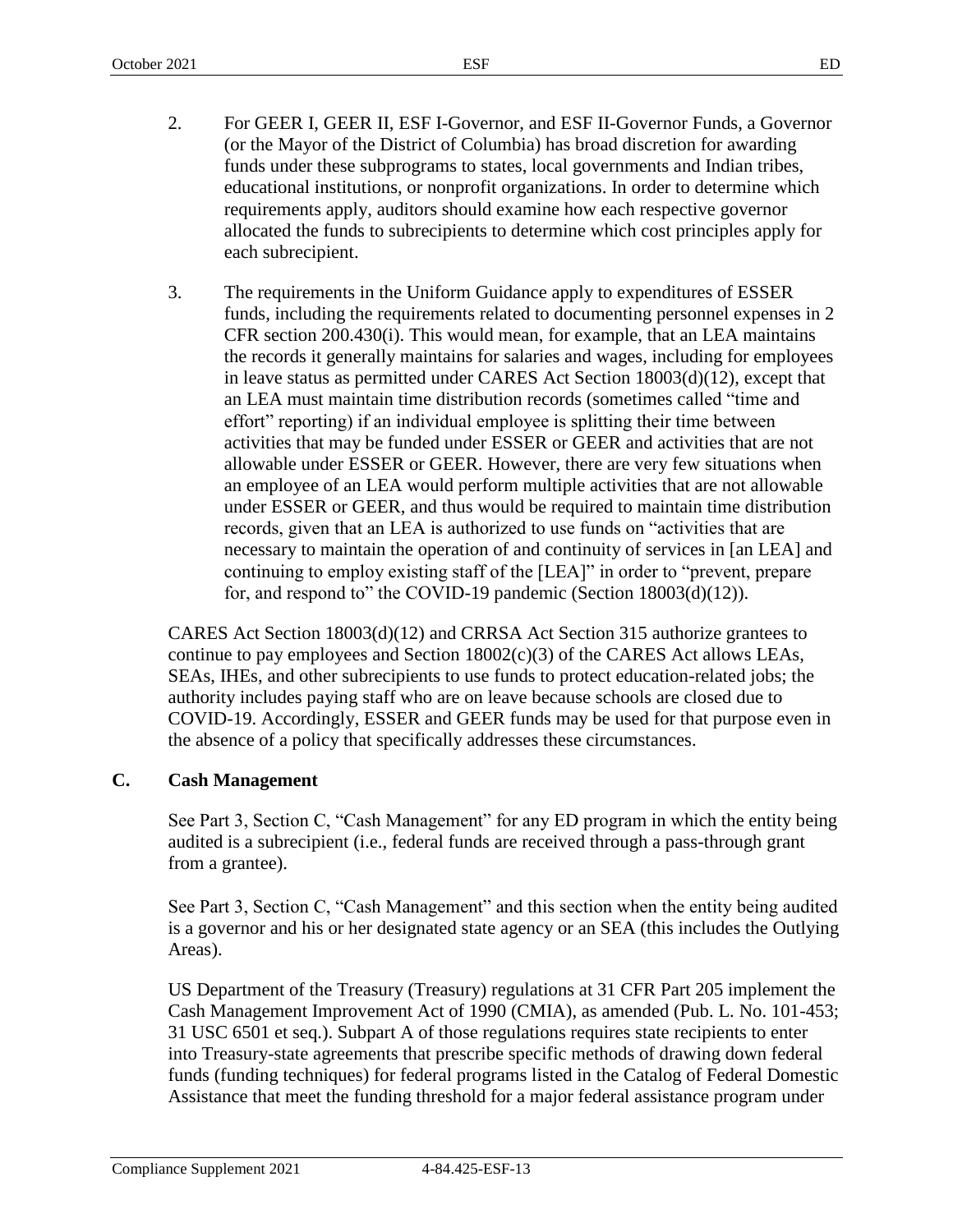2. For GEER I, GEER II, ESF I-Governor, and ESF II-Governor Funds, a Governor (or the Mayor of the District of Columbia) has broad discretion for awarding funds under these subprograms to states, local governments and Indian tribes, educational institutions, or nonprofit organizations. In order to determine which requirements apply, auditors should examine how each respective governor allocated the funds to subrecipients to determine which cost principles apply for each subrecipient.

3. The requirements in the Uniform Guidance apply to expenditures of ESSER funds, including the requirements related to documenting personnel expenses in 2 CFR section 200.430(i). This would mean, for example, that an LEA maintains the records it generally maintains for salaries and wages, including for employees in leave status as permitted under CARES Act Section 18003(d)(12), except that an LEA must maintain time distribution records (sometimes called "time and effort" reporting) if an individual employee is splitting their time between activities that may be funded under ESSER or GEER and activities that are not allowable under ESSER or GEER. However, there are very few situations when an employee of an LEA would perform multiple activities that are not allowable under ESSER or GEER, and thus would be required to maintain time distribution records, given that an LEA is authorized to use funds on "activities that are necessary to maintain the operation of and continuity of services in [an LEA] and continuing to employ existing staff of the [LEA]" in order to "prevent, prepare for, and respond to" the COVID-19 pandemic (Section 18003(d)(12)).

CARES Act Section 18003(d)(12) and CRRSA Act Section 315 authorize grantees to continue to pay employees and Section 18002(c)(3) of the CARES Act allows LEAs, SEAs, IHEs, and other subrecipients to use funds to protect education-related jobs; the authority includes paying staff who are on leave because schools are closed due to COVID-19. Accordingly, ESSER and GEER funds may be used for that purpose even in the absence of a policy that specifically addresses these circumstances.

## C. Cash Management

See Part 3, Section C, "Cash Management" for any ED program in which the entity being audited is a subrecipient (i.e., federal funds are received through a pass-through grant from a grantee).

See Part 3, Section C, "Cash Management" and this section when the entity being audited is a governor and his or her designated state agency or an SEA (this includes the Outlying Areas).

US Department of the Treasury (Treasury) regulations at 31 CFR Part 205 implement the Cash Management Improvement Act of 1990 (CMIA), as amended (Pub. L. No. 101-453; 31 USC 6501 et seq.). Subpart A of those regulations requires state recipients to enter into Treasury-state agreements that prescribe specific methods of drawing down federal funds (funding techniques) for federal programs listed in the Catalog of Federal Domestic Assistance that meet the funding threshold for a major federal assistance program under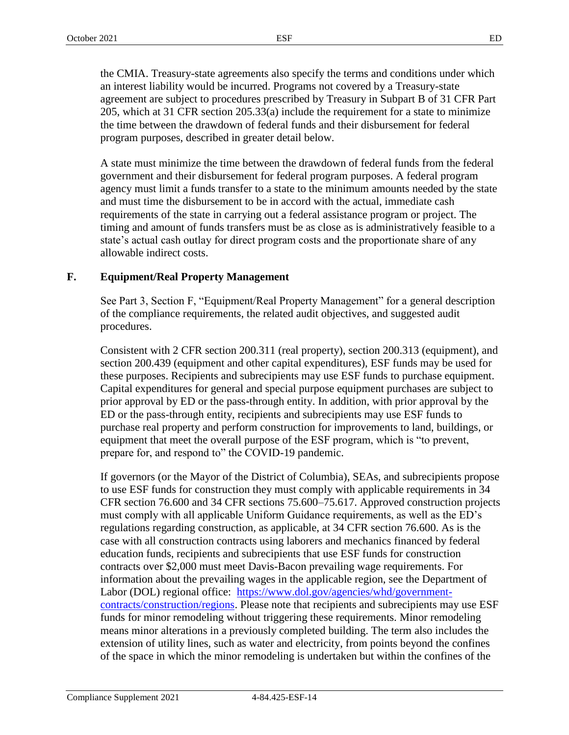the CMIA. Treasury-state agreements also specify the terms and conditions under which an interest liability would be incurred. Programs not covered by a Treasury-state agreement are subject to procedures prescribed by Treasury in Subpart B of 31 CFR Part 205, which at 31 CFR section 205.33(a) include the requirement for a state to minimize the time between the drawdown of federal funds and their disbursement for federal program purposes, described in greater detail below.

A state must minimize the time between the drawdown of federal funds from the federal government and their disbursement for federal program purposes. A federal program agency must limit a funds transfer to a state to the minimum amounts needed by the state and must time the disbursement to be in accord with the actual, immediate cash requirements of the state in carrying out a federal assistance program or project. The timing and amount of funds transfers must be as close as is administratively feasible to a state's actual cash outlay for direct program costs and the proportionate share of any allowable indirect costs.

## F. Equipment/Real Property Management

See Part 3, Section F, "Equipment/Real Property Management" for a general description of the compliance requirements, the related audit objectives, and suggested audit procedures.

Consistent with 2 CFR section 200.311 (real property), section 200.313 (equipment), and section 200.439 (equipment and other capital expenditures), ESF funds may be used for these purposes. Recipients and subrecipients may use ESF funds to purchase equipment. Capital expenditures for general and special purpose equipment purchases are subject to prior approval by ED or the pass-through entity. In addition, with prior approval by the ED or the pass-through entity, recipients and subrecipients may use ESF funds to purchase real property and perform construction for improvements to land, buildings, or equipment that meet the overall purpose of the ESF program, which is "to prevent, prepare for, and respond to" the COVID-19 pandemic.

If governors (or the Mayor of the District of Columbia), SEAs, and subrecipients propose to use ESF funds for construction they must comply with applicable requirements in 34 CFR section 76.600 and 34 CFR sections 75.600–75.617. Approved construction projects must comply with all applicable Uniform Guidance requirements, as well as the ED's regulations regarding construction, as applicable, at 34 CFR section 76.600. As is the case with all construction contracts using laborers and mechanics financed by federal education funds, recipients and subrecipients that use ESF funds for construction contracts over $2,000 must meet Davis-Bacon prevailing wage requirements. For information about the prevailing wages in the applicable region, see the Department of Labor (DOL) regional office: [https://www.dol.gov/agencies/whd/government-contracts/construction/regions](https://www.dol.gov/agencies/whd/government-contracts/construction/regions). Please note that recipients and subrecipients may use ESF funds for minor remodeling without triggering these requirements. Minor remodeling means minor alterations in a previously completed building. The term also includes the extension of utility lines, such as water and electricity, from points beyond the confines of the space in which the minor remodeling is undertaken but within the confines of the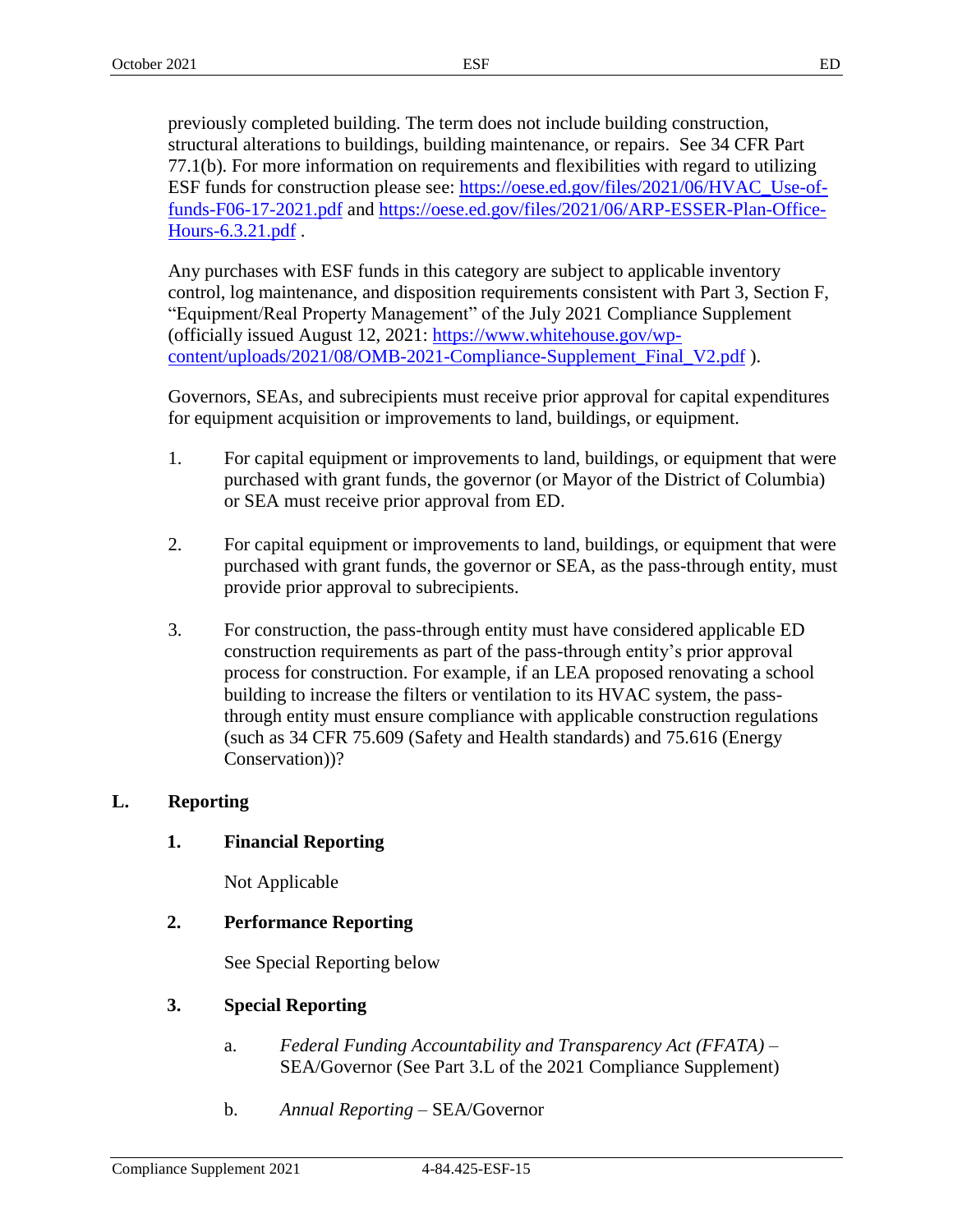previously completed building. The term does not include building construction, structural alterations to buildings, building maintenance, or repairs. See 34 CFR Part 77.1(b). For more information on requirements and flexibilities with regard to utilizing ESF funds for construction please see: https://oese.ed.gov/files/2021/06/HVAC_Use-of-funds-F06-17-2021.pdf and https://oese.ed.gov/files/2021/06/ARP-ESSER-Plan-Office-Hours-6.3.21.pdf .

Any purchases with ESF funds in this category are subject to applicable inventory control, log maintenance, and disposition requirements consistent with Part 3, Section F, "Equipment/Real Property Management" of the July 2021 Compliance Supplement (officially issued August 12, 2021: https://www.whitehouse.gov/wp-content/uploads/2021/08/OMB-2021-Compliance-Supplement_Final_V2.pdf ).

Governors, SEAs, and subrecipients must receive prior approval for capital expenditures for equipment acquisition or improvements to land, buildings, or equipment.

1. For capital equipment or improvements to land, buildings, or equipment that were purchased with grant funds, the governor (or Mayor of the District of Columbia) or SEA must receive prior approval from ED.

2. For capital equipment or improvements to land, buildings, or equipment that were purchased with grant funds, the governor or SEA, as the pass-through entity, must provide prior approval to subrecipients.

3. For construction, the pass-through entity must have considered applicable ED construction requirements as part of the pass-through entity's prior approval process for construction. For example, if an LEA proposed renovating a school building to increase the filters or ventilation to its HVAC system, the pass-through entity must ensure compliance with applicable construction regulations (such as 34 CFR 75.609 (Safety and Health standards) and 75.616 (Energy Conservation))?

## L. Reporting

### 1. Financial Reporting

Not Applicable

### 2. Performance Reporting

See Special Reporting below

### 3. Special Reporting

a. *Federal Funding Accountability and Transparency Act (FFATA)* – SEA/Governor (See Part 3.L of the 2021 Compliance Supplement)

b. *Annual Reporting* – SEA/Governor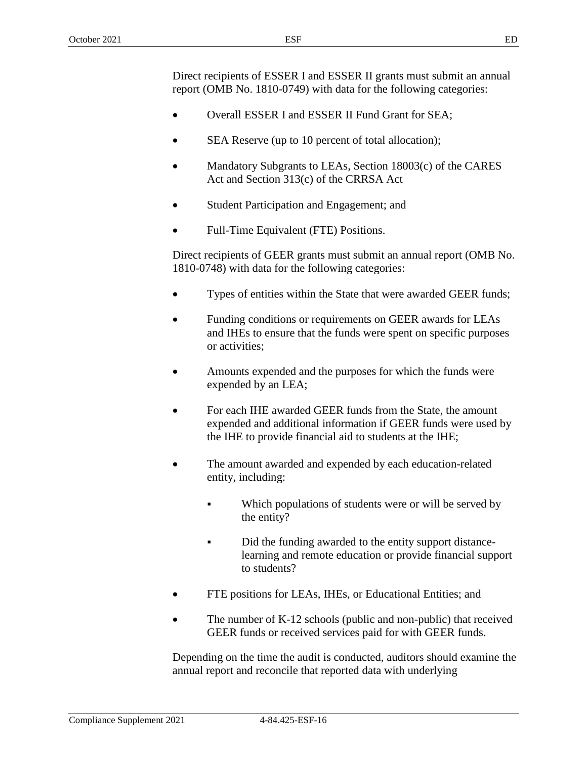Direct recipients of ESSER I and ESSER II grants must submit an annual report (OMB No. 1810-0749) with data for the following categories:

- Overall ESSER I and ESSER II Fund Grant for SEA;
- SEA Reserve (up to 10 percent of total allocation);
- Mandatory Subgrants to LEAs, Section 18003(c) of the CARES Act and Section 313(c) of the CRRSA Act
- Student Participation and Engagement; and
- Full-Time Equivalent (FTE) Positions.

Direct recipients of GEER grants must submit an annual report (OMB No. 1810-0748) with data for the following categories:

- Types of entities within the State that were awarded GEER funds;
- Funding conditions or requirements on GEER awards for LEAs and IHEs to ensure that the funds were spent on specific purposes or activities;
- Amounts expended and the purposes for which the funds were expended by an LEA;
- For each IHE awarded GEER funds from the State, the amount expended and additional information if GEER funds were used by the IHE to provide financial aid to students at the IHE;
- The amount awarded and expended by each education-related entity, including:
  - Which populations of students were or will be served by the entity?
  - Did the funding awarded to the entity support distance-learning and remote education or provide financial support to students?
- FTE positions for LEAs, IHEs, or Educational Entities; and
- The number of K-12 schools (public and non-public) that received GEER funds or received services paid for with GEER funds.

Depending on the time the audit is conducted, auditors should examine the annual report and reconcile that reported data with underlying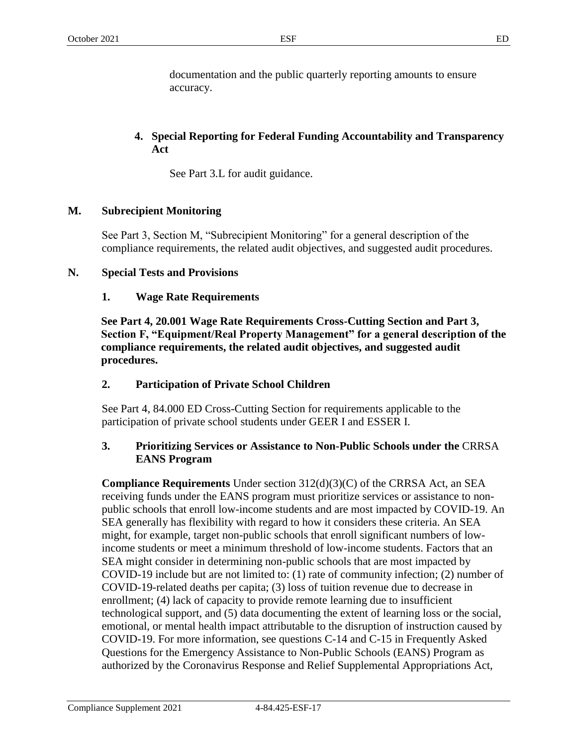documentation and the public quarterly reporting amounts to ensure accuracy.

**4. Special Reporting for Federal Funding Accountability and Transparency Act**

See Part 3.L for audit guidance.

## M. Subrecipient Monitoring

See Part 3, Section M, "Subrecipient Monitoring" for a general description of the compliance requirements, the related audit objectives, and suggested audit procedures.

## N. Special Tests and Provisions

### 1. Wage Rate Requirements

**See Part 4, 20.001 Wage Rate Requirements Cross-Cutting Section and Part 3, Section F, "Equipment/Real Property Management" for a general description of the compliance requirements, the related audit objectives, and suggested audit procedures.**

### 2. Participation of Private School Children

See Part 4, 84.000 ED Cross-Cutting Section for requirements applicable to the participation of private school students under GEER I and ESSER I.

### 3. Prioritizing Services or Assistance to Non-Public Schools under the CRRSA EANS Program

**Compliance Requirements** Under section 312(d)(3)(C) of the CRRSA Act, an SEA receiving funds under the EANS program must prioritize services or assistance to non-public schools that enroll low-income students and are most impacted by COVID-19. An SEA generally has flexibility with regard to how it considers these criteria. An SEA might, for example, target non-public schools that enroll significant numbers of low-income students or meet a minimum threshold of low-income students. Factors that an SEA might consider in determining non-public schools that are most impacted by COVID-19 include but are not limited to: (1) rate of community infection; (2) number of COVID-19-related deaths per capita; (3) loss of tuition revenue due to decrease in enrollment; (4) lack of capacity to provide remote learning due to insufficient technological support, and (5) data documenting the extent of learning loss or the social, emotional, or mental health impact attributable to the disruption of instruction caused by COVID-19. For more information, see questions C-14 and C-15 in Frequently Asked Questions for the Emergency Assistance to Non-Public Schools (EANS) Program as authorized by the Coronavirus Response and Relief Supplemental Appropriations Act,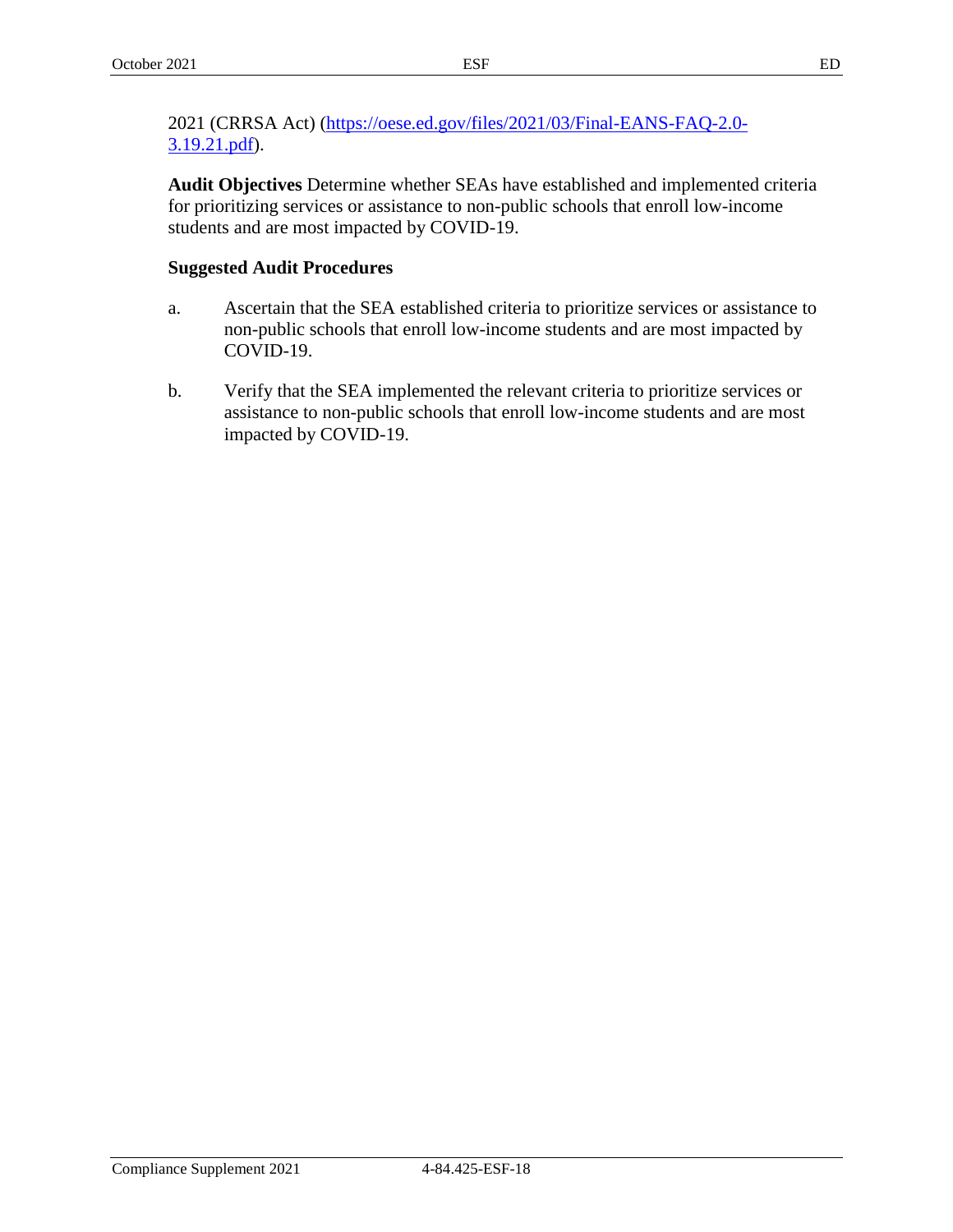2021 (CRRSA Act) (https://oese.ed.gov/files/2021/03/Final-EANS-FAQ-2.0-3.19.21.pdf).

**Audit Objectives** Determine whether SEAs have established and implemented criteria for prioritizing services or assistance to non-public schools that enroll low-income students and are most impacted by COVID-19.

**Suggested Audit Procedures**

a. Ascertain that the SEA established criteria to prioritize services or assistance to non-public schools that enroll low-income students and are most impacted by COVID-19.

b. Verify that the SEA implemented the relevant criteria to prioritize services or assistance to non-public schools that enroll low-income students and are most impacted by COVID-19.